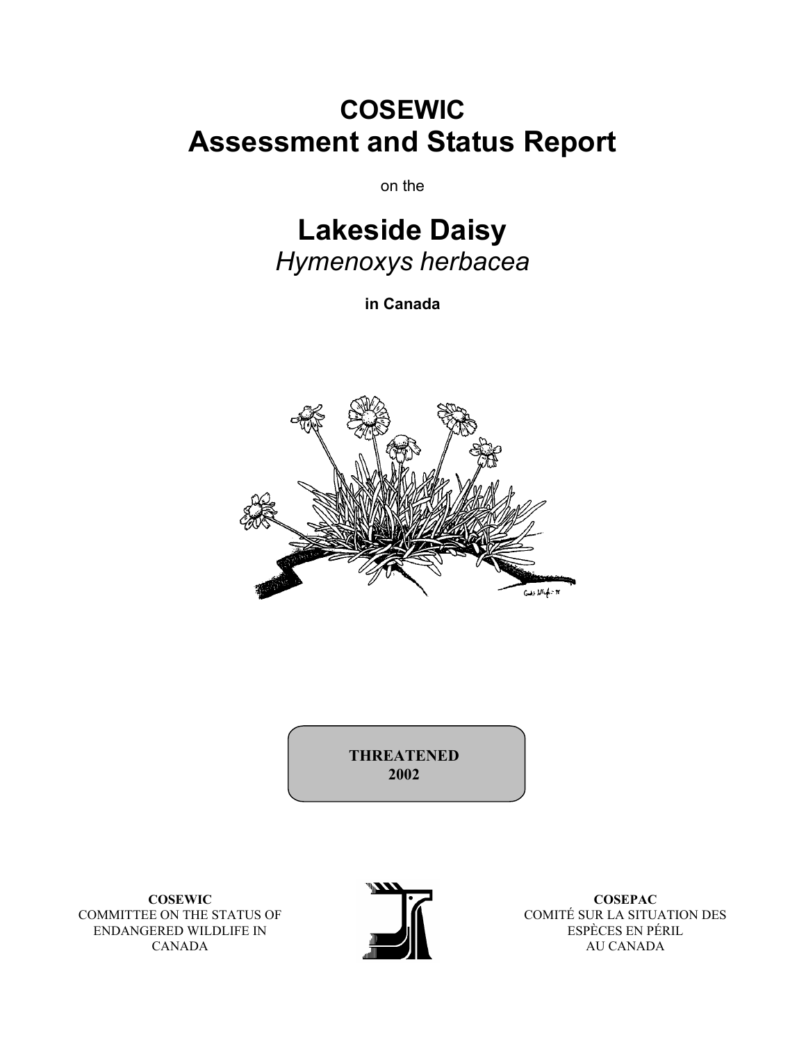# COSEWIC
# Assessment and Status Report

on the

# Lakeside Daisy
## *Hymenoxys herbacea*

**in Canada**

**THREATENED**
**2002**

**COSEWIC**
COMMITTEE ON THE STATUS OF ENDANGERED WILDLIFE IN CANADA

**COSEPAC**
COMITÉ SUR LA SITUATION DES ESPÈCES EN PÉRIL AU CANADA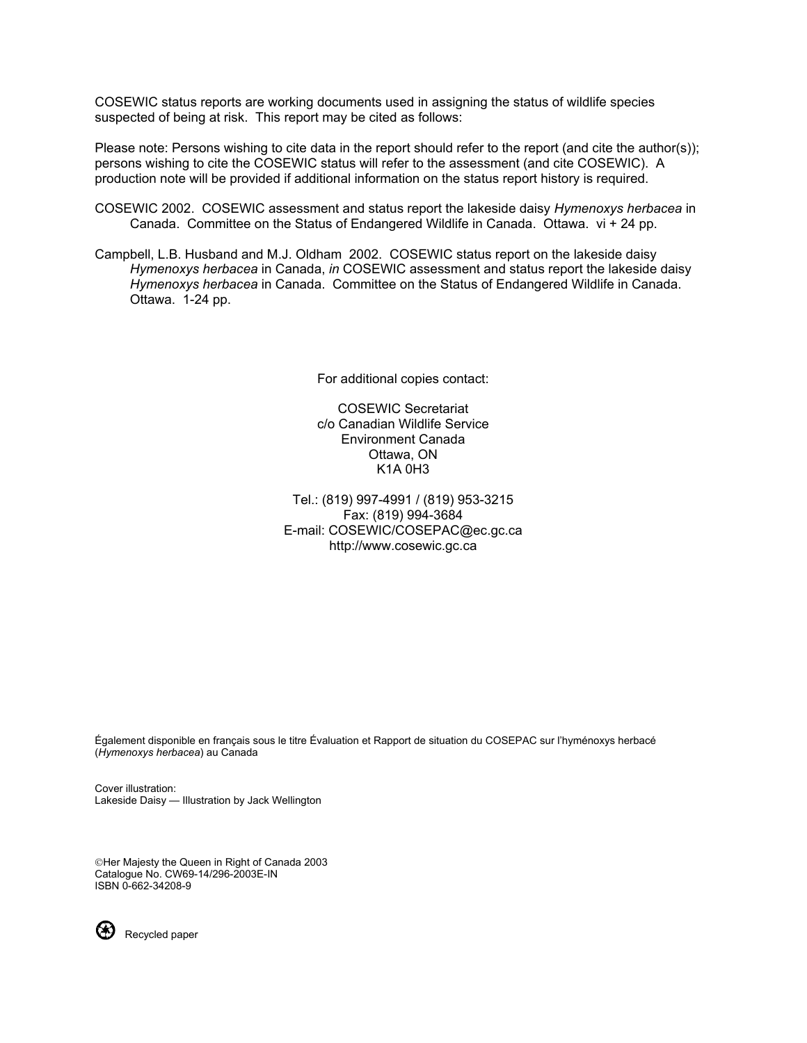COSEWIC status reports are working documents used in assigning the status of wildlife species suspected of being at risk. This report may be cited as follows:

Please note: Persons wishing to cite data in the report should refer to the report (and cite the author(s)); persons wishing to cite the COSEWIC status will refer to the assessment (and cite COSEWIC). A production note will be provided if additional information on the status report history is required.

COSEWIC 2002. COSEWIC assessment and status report the lakeside daisy *Hymenoxys herbacea* in Canada. Committee on the Status of Endangered Wildlife in Canada. Ottawa. vi + 24 pp.

Campbell, L.B. Husband and M.J. Oldham 2002. COSEWIC status report on the lakeside daisy *Hymenoxys herbacea* in Canada, *in* COSEWIC assessment and status report the lakeside daisy *Hymenoxys herbacea* in Canada. Committee on the Status of Endangered Wildlife in Canada. Ottawa. 1-24 pp.

For additional copies contact:

COSEWIC Secretariat
c/o Canadian Wildlife Service
Environment Canada
Ottawa, ON
K1A 0H3

Tel.: (819) 997-4991 / (819) 953-3215
Fax: (819) 994-3684
E-mail: COSEWIC/COSEPAC@ec.gc.ca
http://www.cosewic.gc.ca

Également disponible en français sous le titre Évaluation et Rapport de situation du COSEPAC sur l'hyménoxys herbacé (*Hymenoxys herbacea*) au Canada

Cover illustration:
Lakeside Daisy — Illustration by Jack Wellington

©Her Majesty the Queen in Right of Canada 2003
Catalogue No. CW69-14/296-2003E-IN
ISBN 0-662-34208-9

Recycled paper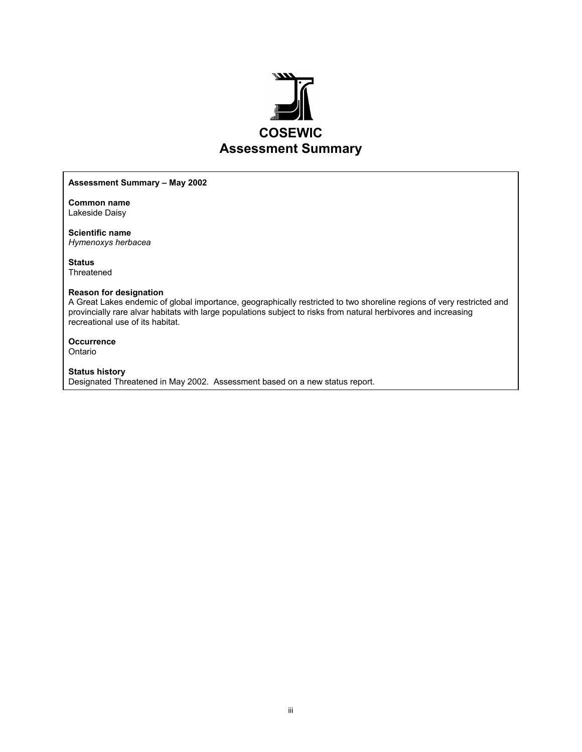# COSEWIC
# Assessment Summary

**Assessment Summary – May 2002**

**Common name**
Lakeside Daisy

**Scientific name**
*Hymenoxys herbacea*

**Status**
Threatened

**Reason for designation**
A Great Lakes endemic of global importance, geographically restricted to two shoreline regions of very restricted and provincially rare alvar habitats with large populations subject to risks from natural herbivores and increasing recreational use of its habitat.

**Occurrence**
Ontario

**Status history**
Designated Threatened in May 2002. Assessment based on a new status report.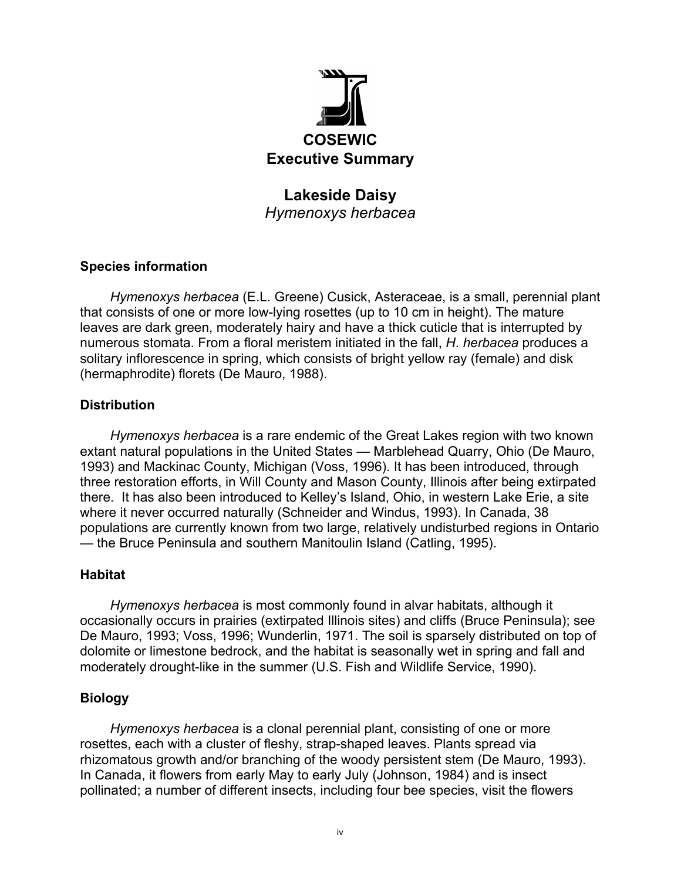# COSEWIC Executive Summary

## Lakeside Daisy

*Hymenoxys herbacea*

### Species information

*Hymenoxys herbacea* (E.L. Greene) Cusick, Asteraceae, is a small, perennial plant that consists of one or more low-lying rosettes (up to 10 cm in height). The mature leaves are dark green, moderately hairy and have a thick cuticle that is interrupted by numerous stomata. From a floral meristem initiated in the fall, *H. herbacea* produces a solitary inflorescence in spring, which consists of bright yellow ray (female) and disk (hermaphrodite) florets (De Mauro, 1988).

### Distribution

*Hymenoxys herbacea* is a rare endemic of the Great Lakes region with two known extant natural populations in the United States — Marblehead Quarry, Ohio (De Mauro, 1993) and Mackinac County, Michigan (Voss, 1996). It has been introduced, through three restoration efforts, in Will County and Mason County, Illinois after being extirpated there. It has also been introduced to Kelley's Island, Ohio, in western Lake Erie, a site where it never occurred naturally (Schneider and Windus, 1993). In Canada, 38 populations are currently known from two large, relatively undisturbed regions in Ontario — the Bruce Peninsula and southern Manitoulin Island (Catling, 1995).

### Habitat

*Hymenoxys herbacea* is most commonly found in alvar habitats, although it occasionally occurs in prairies (extirpated Illinois sites) and cliffs (Bruce Peninsula); see De Mauro, 1993; Voss, 1996; Wunderlin, 1971. The soil is sparsely distributed on top of dolomite or limestone bedrock, and the habitat is seasonally wet in spring and fall and moderately drought-like in the summer (U.S. Fish and Wildlife Service, 1990).

### Biology

*Hymenoxys herbacea* is a clonal perennial plant, consisting of one or more rosettes, each with a cluster of fleshy, strap-shaped leaves. Plants spread via rhizomatous growth and/or branching of the woody persistent stem (De Mauro, 1993). In Canada, it flowers from early May to early July (Johnson, 1984) and is insect pollinated; a number of different insects, including four bee species, visit the flowers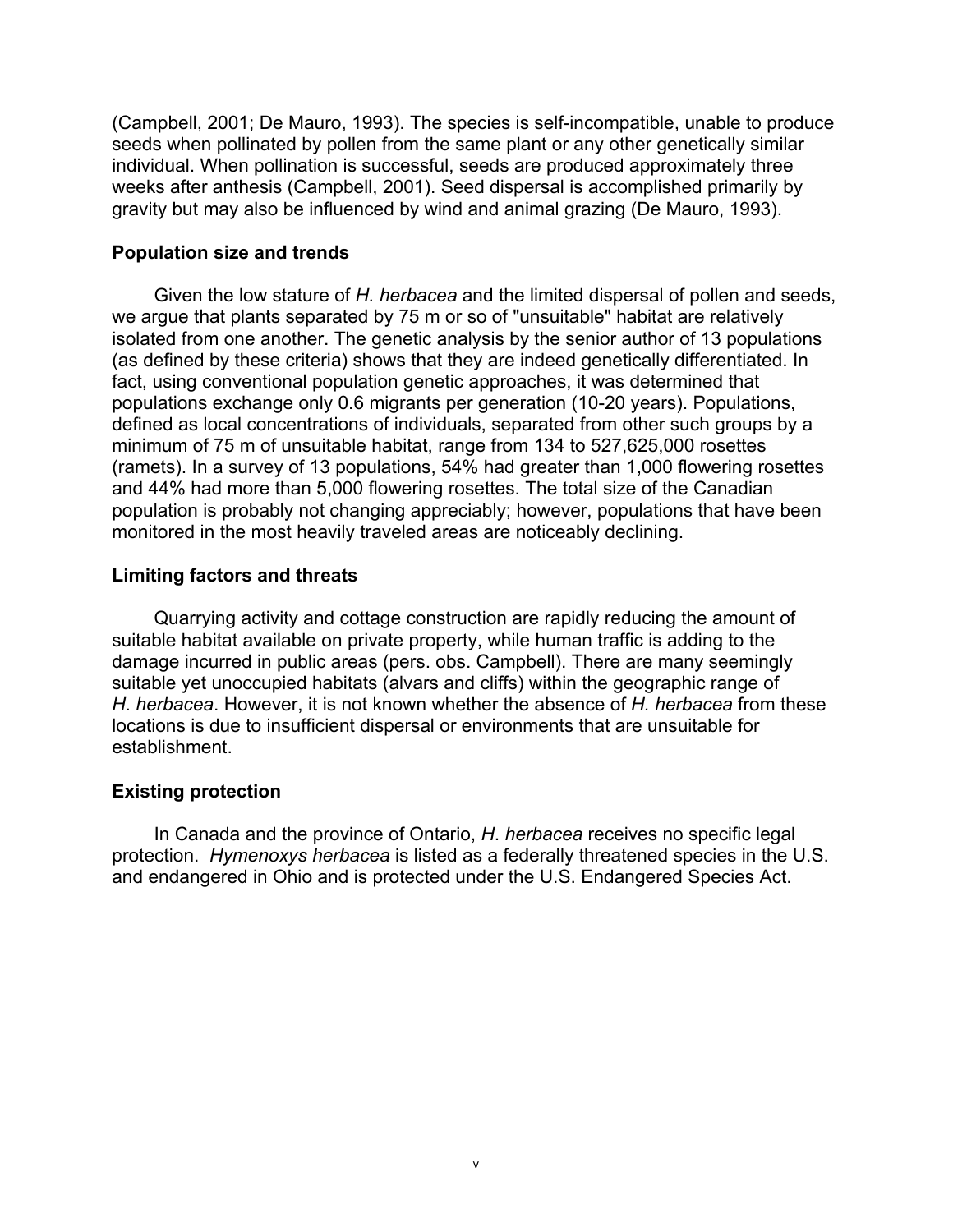(Campbell, 2001; De Mauro, 1993). The species is self-incompatible, unable to produce seeds when pollinated by pollen from the same plant or any other genetically similar individual. When pollination is successful, seeds are produced approximately three weeks after anthesis (Campbell, 2001). Seed dispersal is accomplished primarily by gravity but may also be influenced by wind and animal grazing (De Mauro, 1993).

**Population size and trends**

Given the low stature of *H. herbacea* and the limited dispersal of pollen and seeds, we argue that plants separated by 75 m or so of "unsuitable" habitat are relatively isolated from one another. The genetic analysis by the senior author of 13 populations (as defined by these criteria) shows that they are indeed genetically differentiated. In fact, using conventional population genetic approaches, it was determined that populations exchange only 0.6 migrants per generation (10-20 years). Populations, defined as local concentrations of individuals, separated from other such groups by a minimum of 75 m of unsuitable habitat, range from 134 to 527,625,000 rosettes (ramets). In a survey of 13 populations, 54% had greater than 1,000 flowering rosettes and 44% had more than 5,000 flowering rosettes. The total size of the Canadian population is probably not changing appreciably; however, populations that have been monitored in the most heavily traveled areas are noticeably declining.

**Limiting factors and threats**

Quarrying activity and cottage construction are rapidly reducing the amount of suitable habitat available on private property, while human traffic is adding to the damage incurred in public areas (pers. obs. Campbell). There are many seemingly suitable yet unoccupied habitats (alvars and cliffs) within the geographic range of *H. herbacea*. However, it is not known whether the absence of *H. herbacea* from these locations is due to insufficient dispersal or environments that are unsuitable for establishment.

**Existing protection**

In Canada and the province of Ontario, *H. herbacea* receives no specific legal protection. *Hymenoxys herbacea* is listed as a federally threatened species in the U.S. and endangered in Ohio and is protected under the U.S. Endangered Species Act.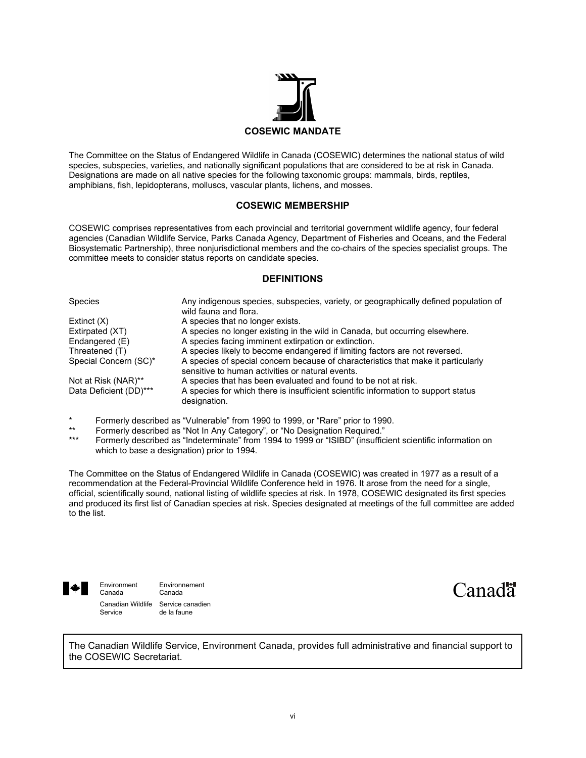## COSEWIC MANDATE

The Committee on the Status of Endangered Wildlife in Canada (COSEWIC) determines the national status of wild species, subspecies, varieties, and nationally significant populations that are considered to be at risk in Canada. Designations are made on all native species for the following taxonomic groups: mammals, birds, reptiles, amphibians, fish, lepidopterans, molluscs, vascular plants, lichens, and mosses.

## COSEWIC MEMBERSHIP

COSEWIC comprises representatives from each provincial and territorial government wildlife agency, four federal agencies (Canadian Wildlife Service, Parks Canada Agency, Department of Fisheries and Oceans, and the Federal Biosystematic Partnership), three nonjurisdictional members and the co-chairs of the species specialist groups. The committee meets to consider status reports on candidate species.

## DEFINITIONS

| | |
|---|---|
| Species | Any indigenous species, subspecies, variety, or geographically defined population of wild fauna and flora. |
| Extinct (X) | A species that no longer exists. |
| Extirpated (XT) | A species no longer existing in the wild in Canada, but occurring elsewhere. |
| Endangered (E) | A species facing imminent extirpation or extinction. |
| Threatened (T) | A species likely to become endangered if limiting factors are not reversed. |
| Special Concern (SC)* | A species of special concern because of characteristics that make it particularly sensitive to human activities or natural events. |
| Not at Risk (NAR)** | A species that has been evaluated and found to be not at risk. |
| Data Deficient (DD)*** | A species for which there is insufficient scientific information to support status designation. |

\* Formerly described as "Vulnerable" from 1990 to 1999, or "Rare" prior to 1990.
** Formerly described as "Not In Any Category", or "No Designation Required."
*** Formerly described as "Indeterminate" from 1994 to 1999 or "ISIBD" (insufficient scientific information on which to base a designation) prior to 1994.

The Committee on the Status of Endangered Wildlife in Canada (COSEWIC) was created in 1977 as a result of a recommendation at the Federal-Provincial Wildlife Conference held in 1976. It arose from the need for a single, official, scientifically sound, national listing of wildlife species at risk. In 1978, COSEWIC designated its first species and produced its first list of Canadian species at risk. Species designated at meetings of the full committee are added to the list.

Environment Canada / Environnement Canada
Canadian Wildlife Service / Service canadien de la faune

Canada

The Canadian Wildlife Service, Environment Canada, provides full administrative and financial support to the COSEWIC Secretariat.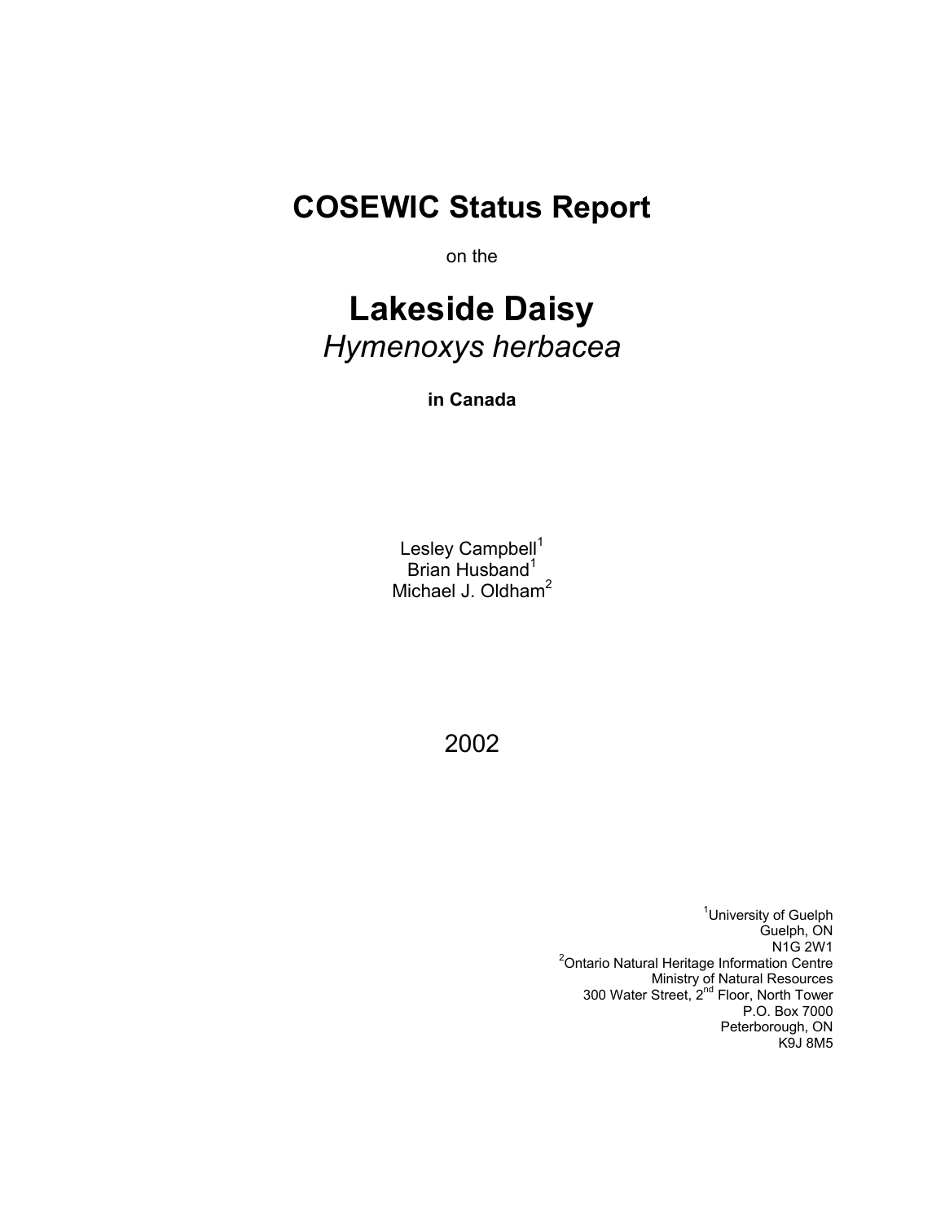# COSEWIC Status Report

on the

# Lakeside Daisy

*Hymenoxys herbacea*

**in Canada**

Lesley Campbell[1]
Brian Husband[1]
Michael J. Oldham[2]

2002

[1]University of Guelph
Guelph, ON
N1G 2W1
[2]Ontario Natural Heritage Information Centre
Ministry of Natural Resources
300 Water Street, 2nd Floor, North Tower
P.O. Box 7000
Peterborough, ON
K9J 8M5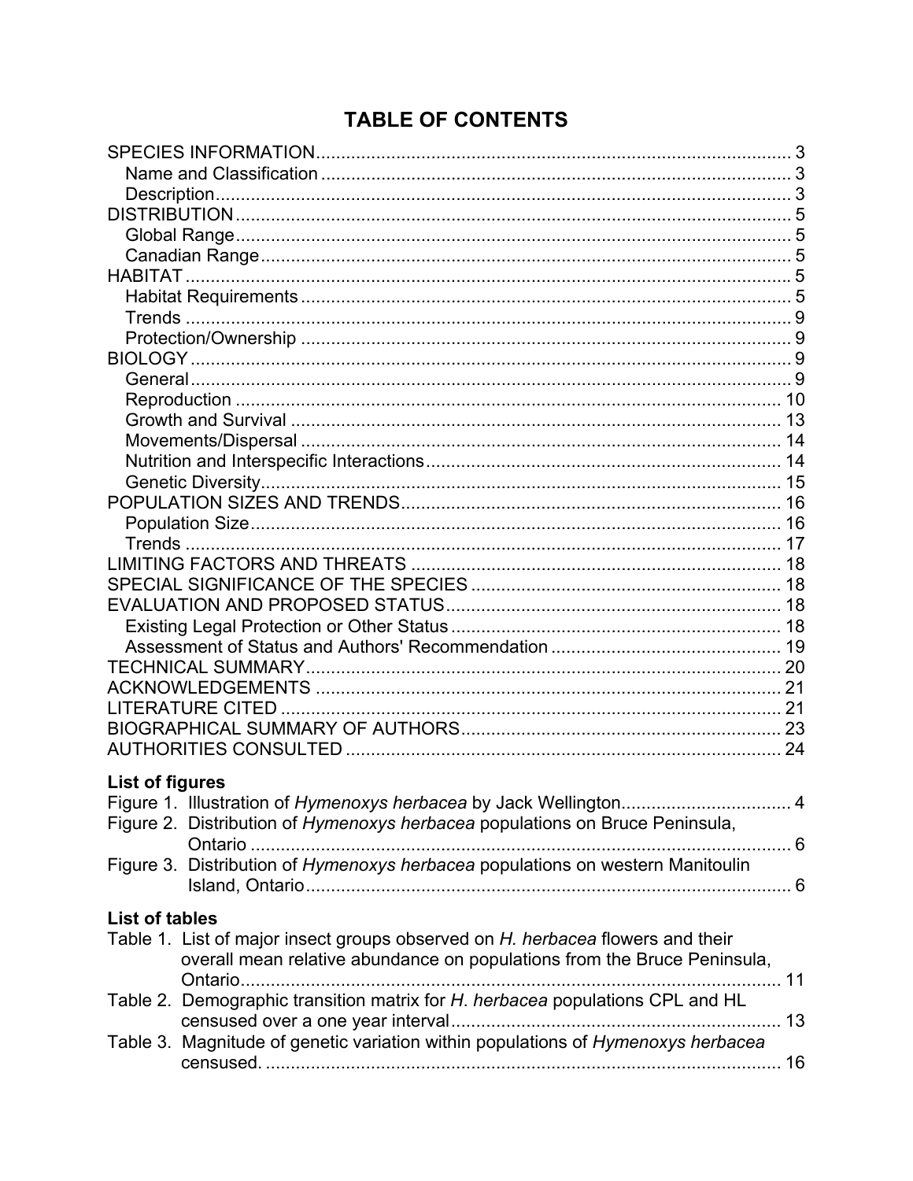# TABLE OF CONTENTS

SPECIES INFORMATION .... 3
- Name and Classification .... 3
- Description .... 3

DISTRIBUTION .... 5
- Global Range .... 5
- Canadian Range .... 5

HABITAT .... 5
- Habitat Requirements .... 5
- Trends .... 9
- Protection/Ownership .... 9

BIOLOGY .... 9
- General .... 9
- Reproduction .... 10
- Growth and Survival .... 13
- Movements/Dispersal .... 14
- Nutrition and Interspecific Interactions .... 14
- Genetic Diversity .... 15

POPULATION SIZES AND TRENDS .... 16
- Population Size .... 16
- Trends .... 17

LIMITING FACTORS AND THREATS .... 18

SPECIAL SIGNIFICANCE OF THE SPECIES .... 18

EVALUATION AND PROPOSED STATUS .... 18
- Existing Legal Protection or Other Status .... 18
- Assessment of Status and Authors' Recommendation .... 19

TECHNICAL SUMMARY .... 20

ACKNOWLEDGEMENTS .... 21

LITERATURE CITED .... 21

BIOGRAPHICAL SUMMARY OF AUTHORS .... 23

AUTHORITIES CONSULTED .... 24

**List of figures**

Figure 1. Illustration of *Hymenoxys herbacea* by Jack Wellington .... 4

Figure 2. Distribution of *Hymenoxys herbacea* populations on Bruce Peninsula, Ontario .... 6

Figure 3. Distribution of *Hymenoxys herbacea* populations on western Manitoulin Island, Ontario .... 6

**List of tables**

Table 1. List of major insect groups observed on *H. herbacea* flowers and their overall mean relative abundance on populations from the Bruce Peninsula, Ontario .... 11

Table 2. Demographic transition matrix for *H. herbacea* populations CPL and HL censused over a one year interval .... 13

Table 3. Magnitude of genetic variation within populations of *Hymenoxys herbacea* censused. .... 16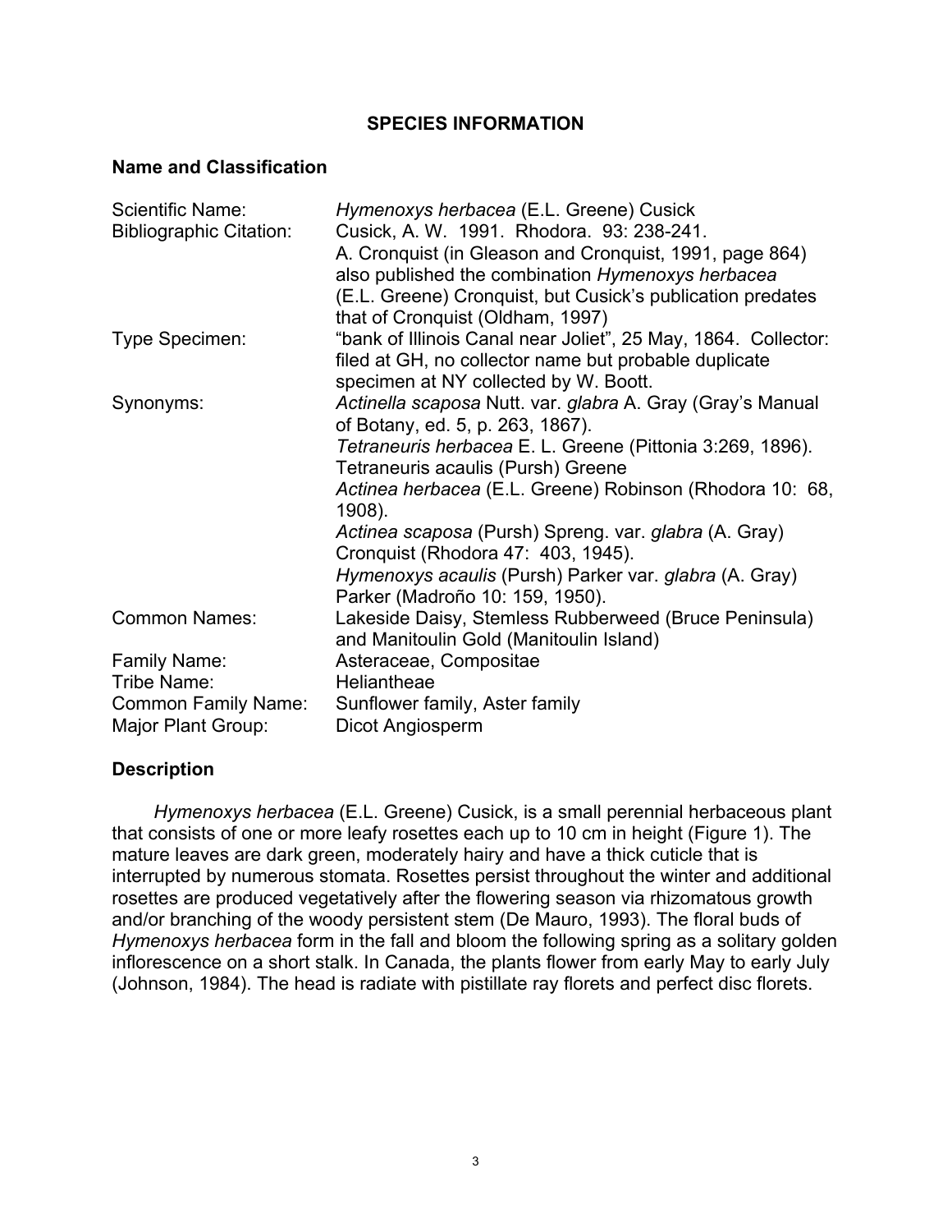## SPECIES INFORMATION

### Name and Classification

| | |
|---|---|
| Scientific Name: | *Hymenoxys herbacea* (E.L. Greene) Cusick |
| Bibliographic Citation: | Cusick, A. W. 1991. Rhodora. 93: 238-241. A. Cronquist (in Gleason and Cronquist, 1991, page 864) also published the combination *Hymenoxys herbacea* (E.L. Greene) Cronquist, but Cusick's publication predates that of Cronquist (Oldham, 1997) |
| Type Specimen: | "bank of Illinois Canal near Joliet", 25 May, 1864. Collector: filed at GH, no collector name but probable duplicate specimen at NY collected by W. Boott. |
| Synonyms: | *Actinella scaposa* Nutt. var. *glabra* A. Gray (Gray's Manual of Botany, ed. 5, p. 263, 1867). *Tetraneuris herbacea* E. L. Greene (Pittonia 3:269, 1896). Tetraneuris acaulis (Pursh) Greene *Actinea herbacea* (E.L. Greene) Robinson (Rhodora 10: 68, 1908). *Actinea scaposa* (Pursh) Spreng. var. *glabra* (A. Gray) Cronquist (Rhodora 47: 403, 1945). *Hymenoxys acaulis* (Pursh) Parker var. *glabra* (A. Gray) Parker (Madroño 10: 159, 1950). |
| Common Names: | Lakeside Daisy, Stemless Rubberweed (Bruce Peninsula) and Manitoulin Gold (Manitoulin Island) |
| Family Name: | Asteraceae, Compositae |
| Tribe Name: | Heliantheae |
| Common Family Name: | Sunflower family, Aster family |
| Major Plant Group: | Dicot Angiosperm |

### Description

*Hymenoxys herbacea* (E.L. Greene) Cusick, is a small perennial herbaceous plant that consists of one or more leafy rosettes each up to 10 cm in height (Figure 1). The mature leaves are dark green, moderately hairy and have a thick cuticle that is interrupted by numerous stomata. Rosettes persist throughout the winter and additional rosettes are produced vegetatively after the flowering season via rhizomatous growth and/or branching of the woody persistent stem (De Mauro, 1993). The floral buds of *Hymenoxys herbacea* form in the fall and bloom the following spring as a solitary golden inflorescence on a short stalk. In Canada, the plants flower from early May to early July (Johnson, 1984). The head is radiate with pistillate ray florets and perfect disc florets.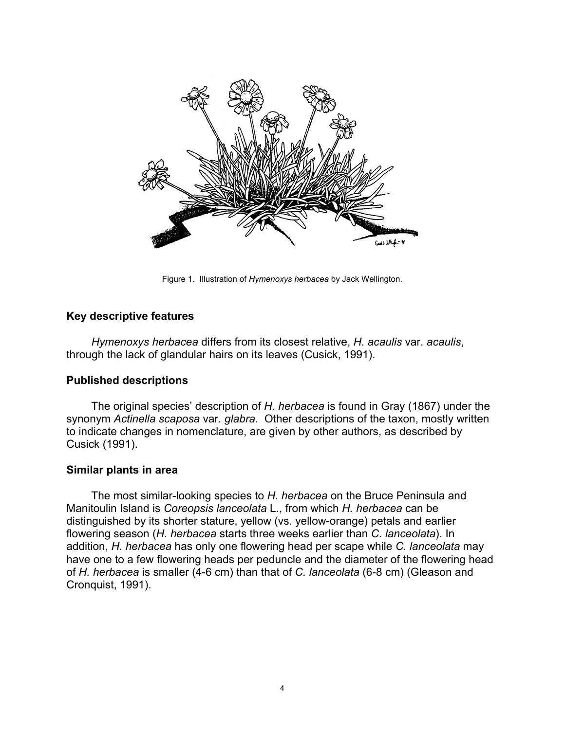Figure 1. Illustration of *Hymenoxys herbacea* by Jack Wellington.

### Key descriptive features

*Hymenoxys herbacea* differs from its closest relative, *H. acaulis* var. *acaulis*, through the lack of glandular hairs on its leaves (Cusick, 1991).

### Published descriptions

The original species' description of *H. herbacea* is found in Gray (1867) under the synonym *Actinella scaposa* var. *glabra*. Other descriptions of the taxon, mostly written to indicate changes in nomenclature, are given by other authors, as described by Cusick (1991).

### Similar plants in area

The most similar-looking species to *H. herbacea* on the Bruce Peninsula and Manitoulin Island is *Coreopsis lanceolata* L., from which *H. herbacea* can be distinguished by its shorter stature, yellow (vs. yellow-orange) petals and earlier flowering season (*H. herbacea* starts three weeks earlier than *C. lanceolata*). In addition, *H. herbacea* has only one flowering head per scape while *C. lanceolata* may have one to a few flowering heads per peduncle and the diameter of the flowering head of *H. herbacea* is smaller (4-6 cm) than that of *C. lanceolata* (6-8 cm) (Gleason and Cronquist, 1991).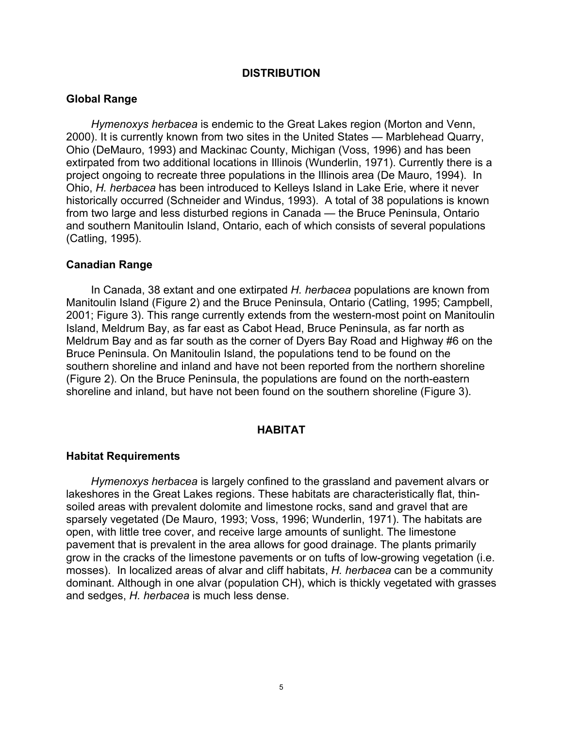## DISTRIBUTION

### Global Range

*Hymenoxys herbacea* is endemic to the Great Lakes region (Morton and Venn, 2000). It is currently known from two sites in the United States — Marblehead Quarry, Ohio (DeMauro, 1993) and Mackinac County, Michigan (Voss, 1996) and has been extirpated from two additional locations in Illinois (Wunderlin, 1971). Currently there is a project ongoing to recreate three populations in the Illinois area (De Mauro, 1994). In Ohio, *H. herbacea* has been introduced to Kelleys Island in Lake Erie, where it never historically occurred (Schneider and Windus, 1993). A total of 38 populations is known from two large and less disturbed regions in Canada — the Bruce Peninsula, Ontario and southern Manitoulin Island, Ontario, each of which consists of several populations (Catling, 1995).

### Canadian Range

In Canada, 38 extant and one extirpated *H. herbacea* populations are known from Manitoulin Island (Figure 2) and the Bruce Peninsula, Ontario (Catling, 1995; Campbell, 2001; Figure 3). This range currently extends from the western-most point on Manitoulin Island, Meldrum Bay, as far east as Cabot Head, Bruce Peninsula, as far north as Meldrum Bay and as far south as the corner of Dyers Bay Road and Highway #6 on the Bruce Peninsula. On Manitoulin Island, the populations tend to be found on the southern shoreline and inland and have not been reported from the northern shoreline (Figure 2). On the Bruce Peninsula, the populations are found on the north-eastern shoreline and inland, but have not been found on the southern shoreline (Figure 3).

## HABITAT

### Habitat Requirements

*Hymenoxys herbacea* is largely confined to the grassland and pavement alvars or lakeshores in the Great Lakes regions. These habitats are characteristically flat, thin-soiled areas with prevalent dolomite and limestone rocks, sand and gravel that are sparsely vegetated (De Mauro, 1993; Voss, 1996; Wunderlin, 1971). The habitats are open, with little tree cover, and receive large amounts of sunlight. The limestone pavement that is prevalent in the area allows for good drainage. The plants primarily grow in the cracks of the limestone pavements or on tufts of low-growing vegetation (i.e. mosses). In localized areas of alvar and cliff habitats, *H. herbacea* can be a community dominant. Although in one alvar (population CH), which is thickly vegetated with grasses and sedges, *H. herbacea* is much less dense.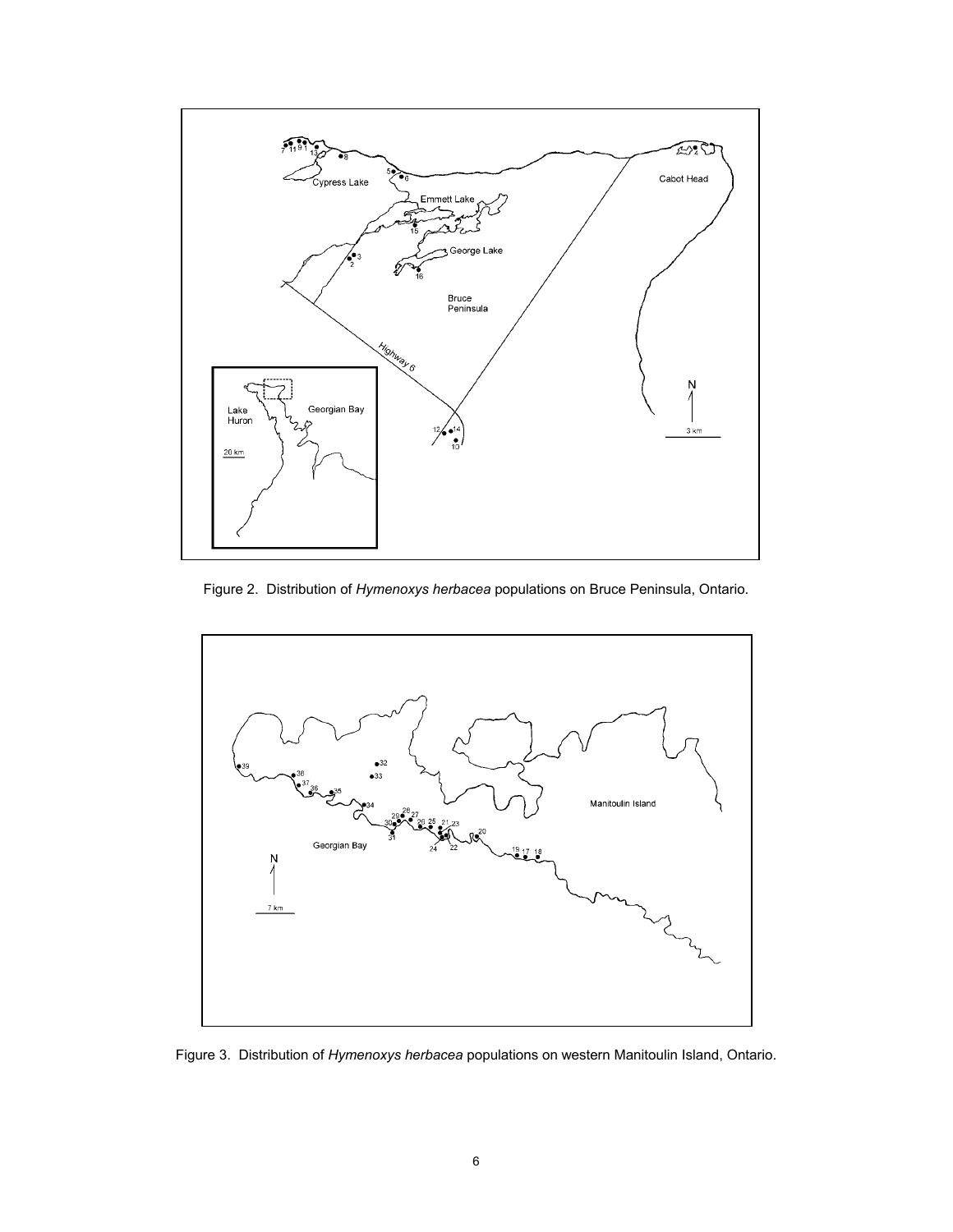Figure 2. Distribution of *Hymenoxys herbacea* populations on Bruce Peninsula, Ontario.

Figure 3. Distribution of *Hymenoxys herbacea* populations on western Manitoulin Island, Ontario.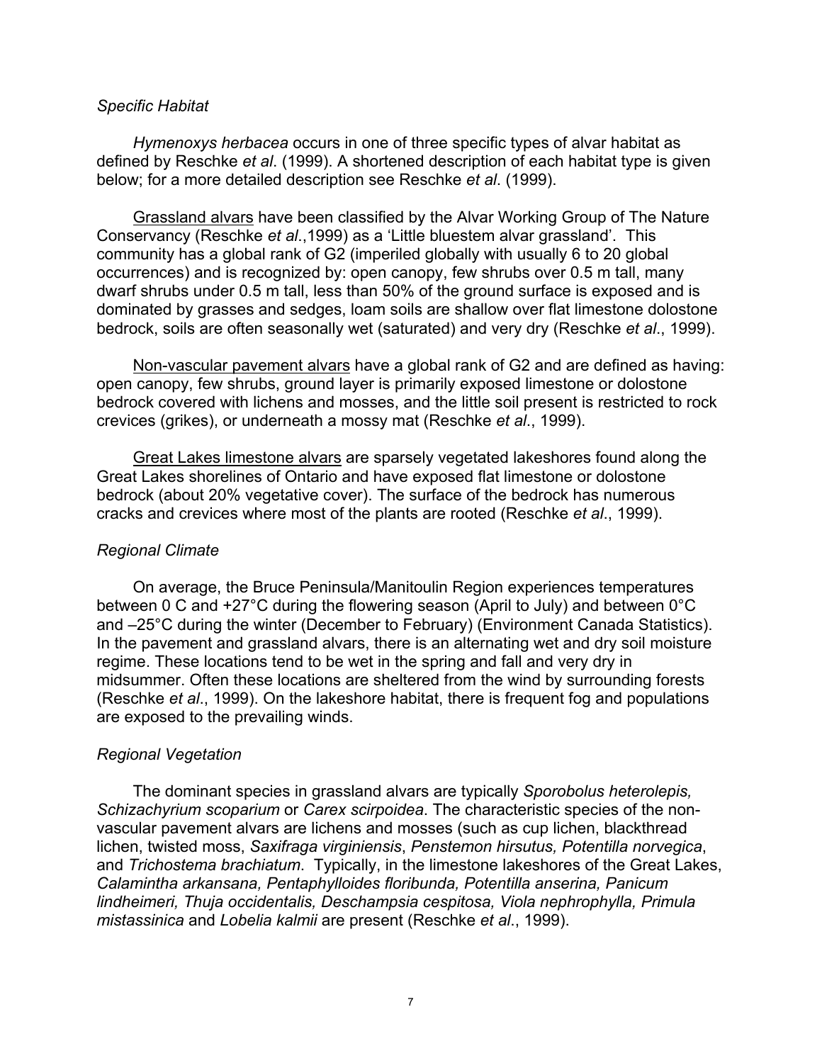*Specific Habitat*

*Hymenoxys herbacea* occurs in one of three specific types of alvar habitat as defined by Reschke *et al*. (1999). A shortened description of each habitat type is given below; for a more detailed description see Reschke *et al*. (1999).

<u>Grassland alvars</u> have been classified by the Alvar Working Group of The Nature Conservancy (Reschke *et al*.,1999) as a 'Little bluestem alvar grassland'. This community has a global rank of G2 (imperiled globally with usually 6 to 20 global occurrences) and is recognized by: open canopy, few shrubs over 0.5 m tall, many dwarf shrubs under 0.5 m tall, less than 50% of the ground surface is exposed and is dominated by grasses and sedges, loam soils are shallow over flat limestone dolostone bedrock, soils are often seasonally wet (saturated) and very dry (Reschke *et al*., 1999).

<u>Non-vascular pavement alvars</u> have a global rank of G2 and are defined as having: open canopy, few shrubs, ground layer is primarily exposed limestone or dolostone bedrock covered with lichens and mosses, and the little soil present is restricted to rock crevices (grikes), or underneath a mossy mat (Reschke *et al*., 1999).

<u>Great Lakes limestone alvars</u> are sparsely vegetated lakeshores found along the Great Lakes shorelines of Ontario and have exposed flat limestone or dolostone bedrock (about 20% vegetative cover). The surface of the bedrock has numerous cracks and crevices where most of the plants are rooted (Reschke *et al*., 1999).

*Regional Climate*

On average, the Bruce Peninsula/Manitoulin Region experiences temperatures between 0 C and +27°C during the flowering season (April to July) and between 0°C and –25°C during the winter (December to February) (Environment Canada Statistics). In the pavement and grassland alvars, there is an alternating wet and dry soil moisture regime. These locations tend to be wet in the spring and fall and very dry in midsummer. Often these locations are sheltered from the wind by surrounding forests (Reschke *et al*., 1999). On the lakeshore habitat, there is frequent fog and populations are exposed to the prevailing winds.

*Regional Vegetation*

The dominant species in grassland alvars are typically *Sporobolus heterolepis, Schizachyrium scoparium* or *Carex scirpoidea*. The characteristic species of the non-vascular pavement alvars are lichens and mosses (such as cup lichen, blackthread lichen, twisted moss, *Saxifraga virginiensis*, *Penstemon hirsutus, Potentilla norvegica*, and *Trichostema brachiatum*. Typically, in the limestone lakeshores of the Great Lakes, *Calamintha arkansana, Pentaphylloides floribunda, Potentilla anserina, Panicum lindheimeri, Thuja occidentalis, Deschampsia cespitosa, Viola nephrophylla, Primula mistassinica* and *Lobelia kalmii* are present (Reschke *et al*., 1999).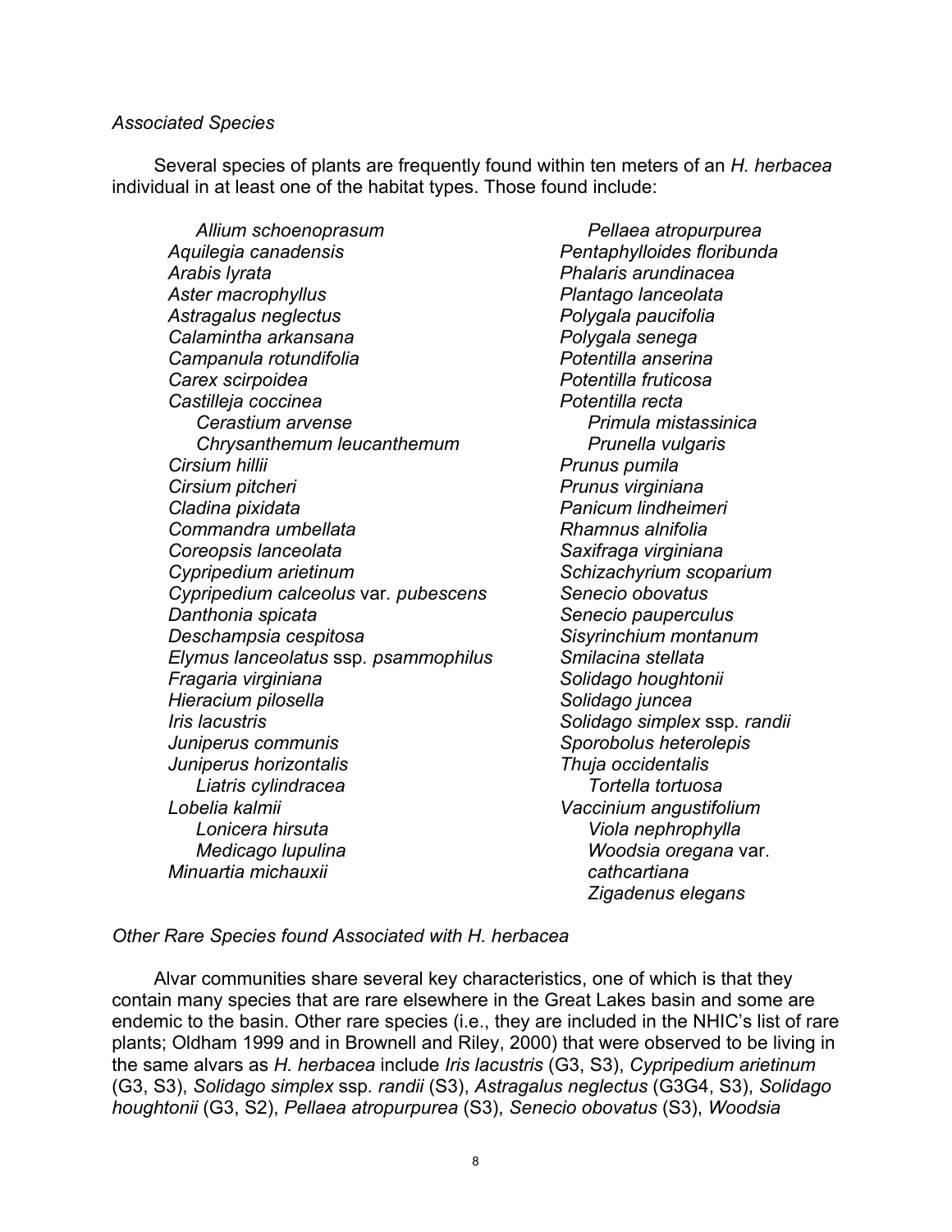*Associated Species*

Several species of plants are frequently found within ten meters of an *H. herbacea* individual in at least one of the habitat types. Those found include:

- *Allium schoenoprasum*
- *Aquilegia canadensis*
- *Arabis lyrata*
- *Aster macrophyllus*
- *Astragalus neglectus*
- *Calamintha arkansana*
- *Campanula rotundifolia*
- *Carex scirpoidea*
- *Castilleja coccinea*
- *Cerastium arvense*
- *Chrysanthemum leucanthemum*
- *Cirsium hillii*
- *Cirsium pitcheri*
- *Cladina pixidata*
- *Commandra umbellata*
- *Coreopsis lanceolata*
- *Cypripedium arietinum*
- *Cypripedium calceolus* var. *pubescens*
- *Danthonia spicata*
- *Deschampsia cespitosa*
- *Elymus lanceolatus* ssp. *psammophilus*
- *Fragaria virginiana*
- *Hieracium pilosella*
- *Iris lacustris*
- *Juniperus communis*
- *Juniperus horizontalis*
- *Liatris cylindracea*
- *Lobelia kalmii*
- *Lonicera hirsuta*
- *Medicago lupulina*
- *Minuartia michauxii*
- *Pellaea atropurpurea*
- *Pentaphylloides floribunda*
- *Phalaris arundinacea*
- *Plantago lanceolata*
- *Polygala paucifolia*
- *Polygala senega*
- *Potentilla anserina*
- *Potentilla fruticosa*
- *Potentilla recta*
- *Primula mistassinica*
- *Prunella vulgaris*
- *Prunus pumila*
- *Prunus virginiana*
- *Panicum lindheimeri*
- *Rhamnus alnifolia*
- *Saxifraga virginiana*
- *Schizachyrium scoparium*
- *Senecio obovatus*
- *Senecio pauperculus*
- *Sisyrinchium montanum*
- *Smilacina stellata*
- *Solidago houghtonii*
- *Solidago juncea*
- *Solidago simplex* ssp. *randii*
- *Sporobolus heterolepis*
- *Thuja occidentalis*
- *Tortella tortuosa*
- *Vaccinium angustifolium*
- *Viola nephrophylla*
- *Woodsia oregana* var. *cathcartiana*
- *Zigadenus elegans*

*Other Rare Species found Associated with H. herbacea*

Alvar communities share several key characteristics, one of which is that they contain many species that are rare elsewhere in the Great Lakes basin and some are endemic to the basin. Other rare species (i.e., they are included in the NHIC's list of rare plants; Oldham 1999 and in Brownell and Riley, 2000) that were observed to be living in the same alvars as *H. herbacea* include *Iris lacustris* (G3, S3), *Cypripedium arietinum* (G3, S3), *Solidago simplex* ssp. *randii* (S3), *Astragalus neglectus* (G3G4, S3), *Solidago houghtonii* (G3, S2), *Pellaea atropurpurea* (S3), *Senecio obovatus* (S3), *Woodsia*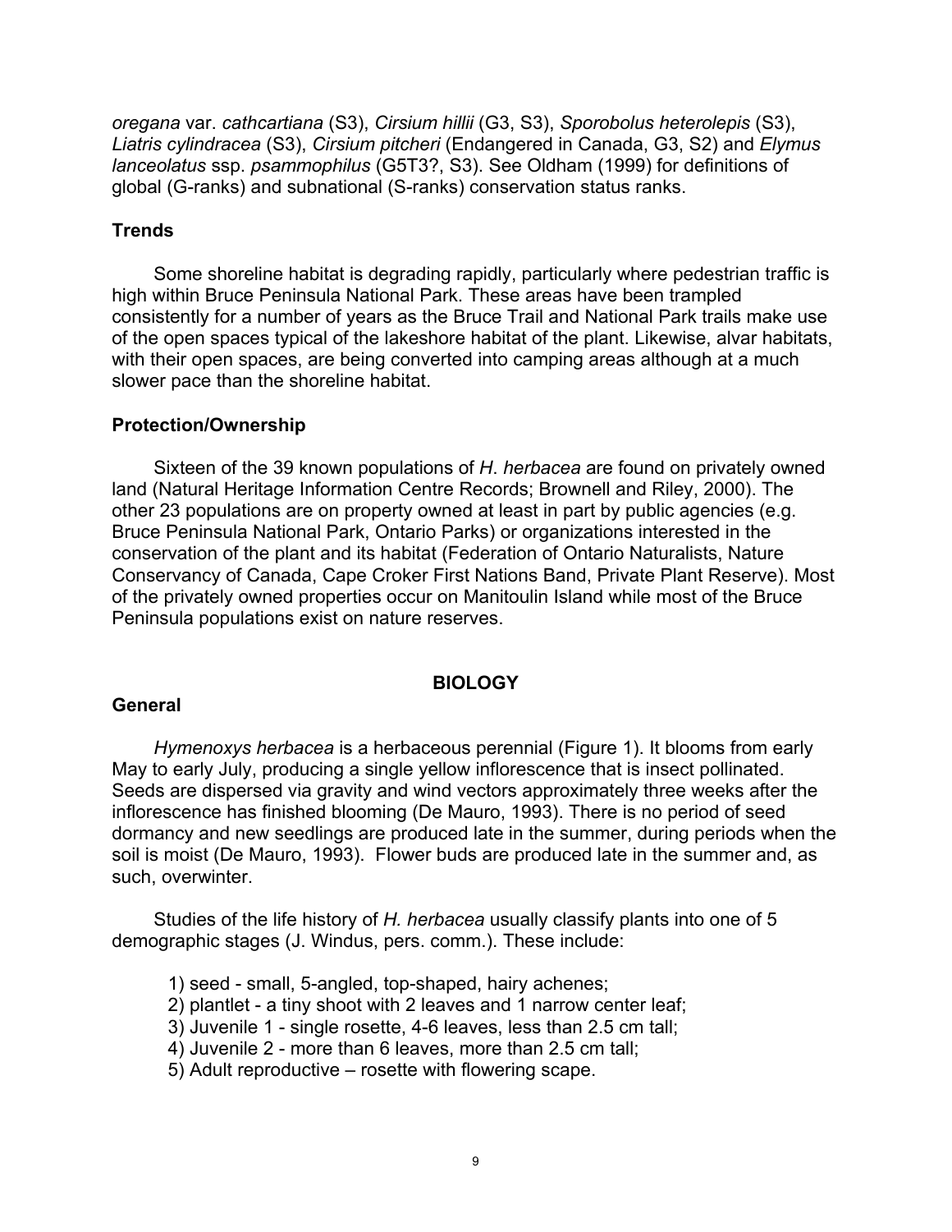*oregana* var. *cathcartiana* (S3), *Cirsium hillii* (G3, S3), *Sporobolus heterolepis* (S3), *Liatris cylindracea* (S3), *Cirsium pitcheri* (Endangered in Canada, G3, S2) and *Elymus lanceolatus* ssp. *psammophilus* (G5T3?, S3). See Oldham (1999) for definitions of global (G-ranks) and subnational (S-ranks) conservation status ranks.

### Trends

Some shoreline habitat is degrading rapidly, particularly where pedestrian traffic is high within Bruce Peninsula National Park. These areas have been trampled consistently for a number of years as the Bruce Trail and National Park trails make use of the open spaces typical of the lakeshore habitat of the plant. Likewise, alvar habitats, with their open spaces, are being converted into camping areas although at a much slower pace than the shoreline habitat.

### Protection/Ownership

Sixteen of the 39 known populations of *H. herbacea* are found on privately owned land (Natural Heritage Information Centre Records; Brownell and Riley, 2000). The other 23 populations are on property owned at least in part by public agencies (e.g. Bruce Peninsula National Park, Ontario Parks) or organizations interested in the conservation of the plant and its habitat (Federation of Ontario Naturalists, Nature Conservancy of Canada, Cape Croker First Nations Band, Private Plant Reserve). Most of the privately owned properties occur on Manitoulin Island while most of the Bruce Peninsula populations exist on nature reserves.

## BIOLOGY

### General

*Hymenoxys herbacea* is a herbaceous perennial (Figure 1). It blooms from early May to early July, producing a single yellow inflorescence that is insect pollinated. Seeds are dispersed via gravity and wind vectors approximately three weeks after the inflorescence has finished blooming (De Mauro, 1993). There is no period of seed dormancy and new seedlings are produced late in the summer, during periods when the soil is moist (De Mauro, 1993). Flower buds are produced late in the summer and, as such, overwinter.

Studies of the life history of *H. herbacea* usually classify plants into one of 5 demographic stages (J. Windus, pers. comm.). These include:

1) seed - small, 5-angled, top-shaped, hairy achenes;
2) plantlet - a tiny shoot with 2 leaves and 1 narrow center leaf;
3) Juvenile 1 - single rosette, 4-6 leaves, less than 2.5 cm tall;
4) Juvenile 2 - more than 6 leaves, more than 2.5 cm tall;
5) Adult reproductive – rosette with flowering scape.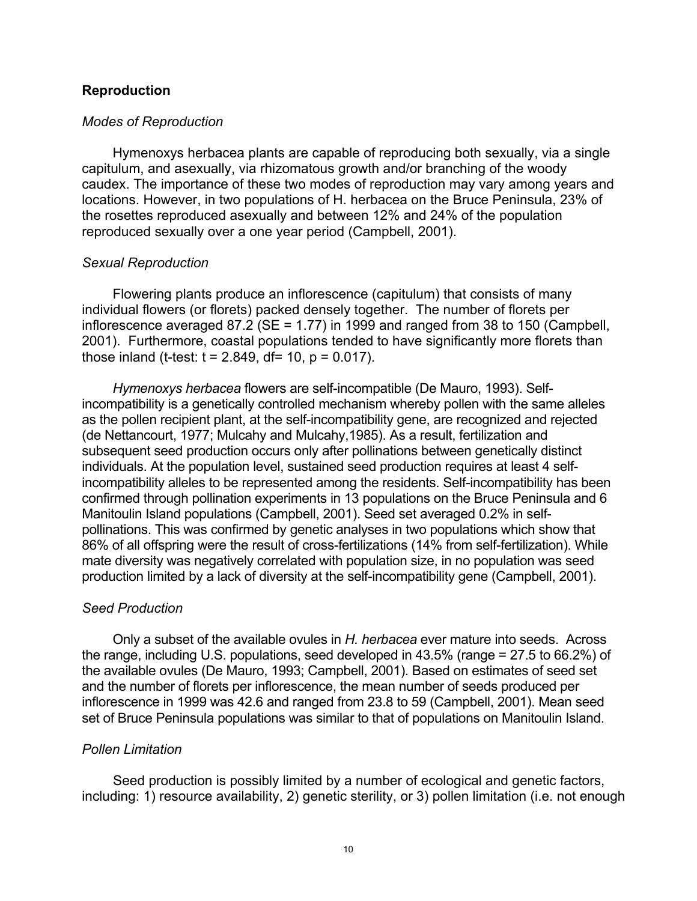## Reproduction

### *Modes of Reproduction*

Hymenoxys herbacea plants are capable of reproducing both sexually, via a single capitulum, and asexually, via rhizomatous growth and/or branching of the woody caudex. The importance of these two modes of reproduction may vary among years and locations. However, in two populations of H. herbacea on the Bruce Peninsula, 23% of the rosettes reproduced asexually and between 12% and 24% of the population reproduced sexually over a one year period (Campbell, 2001).

### *Sexual Reproduction*

Flowering plants produce an inflorescence (capitulum) that consists of many individual flowers (or florets) packed densely together. The number of florets per inflorescence averaged 87.2 (SE = 1.77) in 1999 and ranged from 38 to 150 (Campbell, 2001). Furthermore, coastal populations tended to have significantly more florets than those inland (t-test: $t = 2.849$, $df = 10$, $p = 0.017$).

*Hymenoxys herbacea* flowers are self-incompatible (De Mauro, 1993). Self-incompatibility is a genetically controlled mechanism whereby pollen with the same alleles as the pollen recipient plant, at the self-incompatibility gene, are recognized and rejected (de Nettancourt, 1977; Mulcahy and Mulcahy,1985). As a result, fertilization and subsequent seed production occurs only after pollinations between genetically distinct individuals. At the population level, sustained seed production requires at least 4 self-incompatibility alleles to be represented among the residents. Self-incompatibility has been confirmed through pollination experiments in 13 populations on the Bruce Peninsula and 6 Manitoulin Island populations (Campbell, 2001). Seed set averaged 0.2% in self-pollinations. This was confirmed by genetic analyses in two populations which show that 86% of all offspring were the result of cross-fertilizations (14% from self-fertilization). While mate diversity was negatively correlated with population size, in no population was seed production limited by a lack of diversity at the self-incompatibility gene (Campbell, 2001).

### *Seed Production*

Only a subset of the available ovules in *H. herbacea* ever mature into seeds. Across the range, including U.S. populations, seed developed in 43.5% (range = 27.5 to 66.2%) of the available ovules (De Mauro, 1993; Campbell, 2001). Based on estimates of seed set and the number of florets per inflorescence, the mean number of seeds produced per inflorescence in 1999 was 42.6 and ranged from 23.8 to 59 (Campbell, 2001). Mean seed set of Bruce Peninsula populations was similar to that of populations on Manitoulin Island.

### *Pollen Limitation*

Seed production is possibly limited by a number of ecological and genetic factors, including: 1) resource availability, 2) genetic sterility, or 3) pollen limitation (i.e. not enough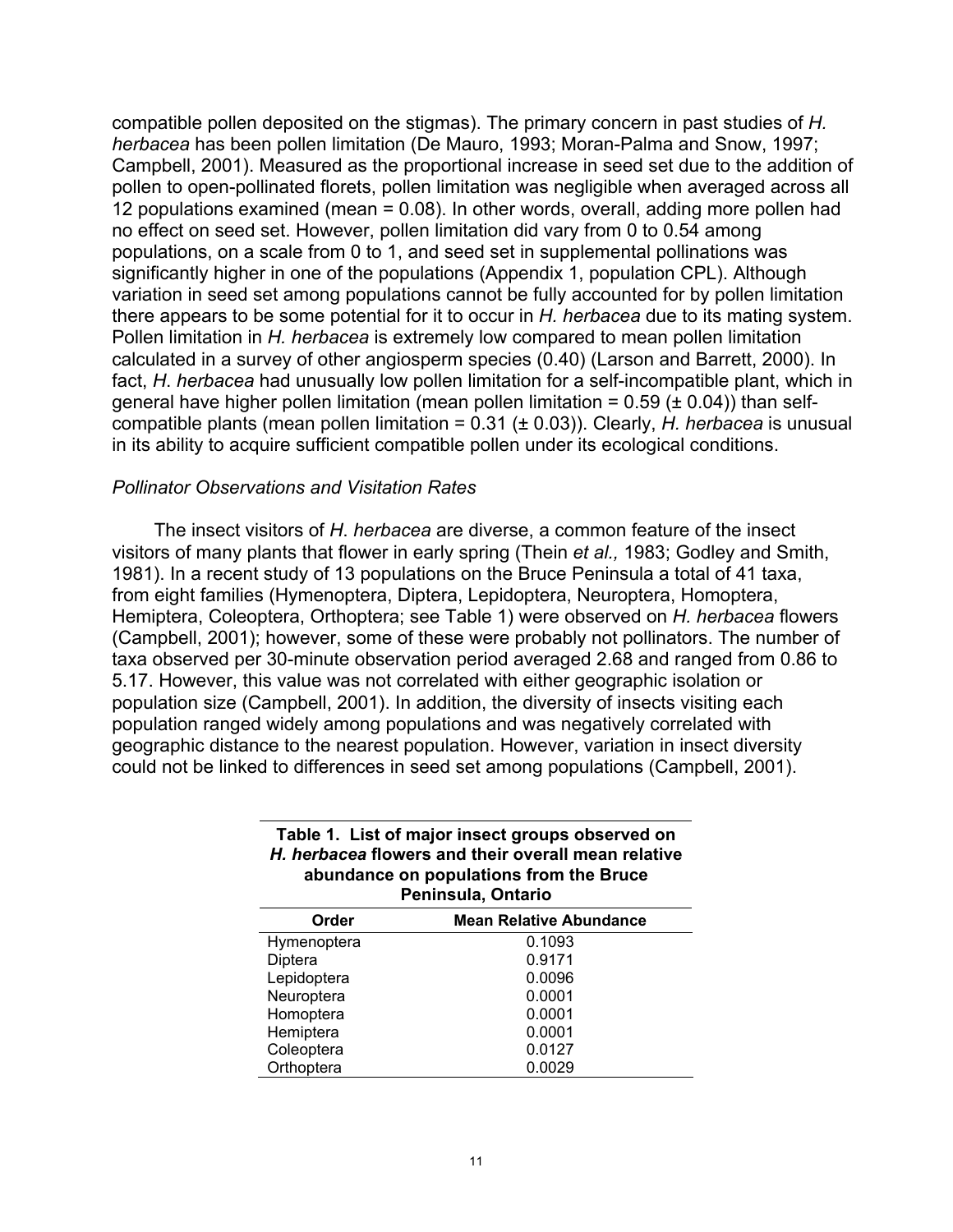compatible pollen deposited on the stigmas). The primary concern in past studies of *H. herbacea* has been pollen limitation (De Mauro, 1993; Moran-Palma and Snow, 1997; Campbell, 2001). Measured as the proportional increase in seed set due to the addition of pollen to open-pollinated florets, pollen limitation was negligible when averaged across all 12 populations examined (mean = 0.08). In other words, overall, adding more pollen had no effect on seed set. However, pollen limitation did vary from 0 to 0.54 among populations, on a scale from 0 to 1, and seed set in supplemental pollinations was significantly higher in one of the populations (Appendix 1, population CPL). Although variation in seed set among populations cannot be fully accounted for by pollen limitation there appears to be some potential for it to occur in *H. herbacea* due to its mating system. Pollen limitation in *H. herbacea* is extremely low compared to mean pollen limitation calculated in a survey of other angiosperm species (0.40) (Larson and Barrett, 2000). In fact, *H. herbacea* had unusually low pollen limitation for a self-incompatible plant, which in general have higher pollen limitation (mean pollen limitation = 0.59 (± 0.04)) than self-compatible plants (mean pollen limitation = 0.31 (± 0.03)). Clearly, *H. herbacea* is unusual in its ability to acquire sufficient compatible pollen under its ecological conditions.

*Pollinator Observations and Visitation Rates*

The insect visitors of *H. herbacea* are diverse, a common feature of the insect visitors of many plants that flower in early spring (Thein *et al.,* 1983; Godley and Smith, 1981). In a recent study of 13 populations on the Bruce Peninsula a total of 41 taxa, from eight families (Hymenoptera, Diptera, Lepidoptera, Neuroptera, Homoptera, Hemiptera, Coleoptera, Orthoptera; see Table 1) were observed on *H. herbacea* flowers (Campbell, 2001); however, some of these were probably not pollinators. The number of taxa observed per 30-minute observation period averaged 2.68 and ranged from 0.86 to 5.17. However, this value was not correlated with either geographic isolation or population size (Campbell, 2001). In addition, the diversity of insects visiting each population ranged widely among populations and was negatively correlated with geographic distance to the nearest population. However, variation in insect diversity could not be linked to differences in seed set among populations (Campbell, 2001).

**Table 1. List of major insect groups observed on *H. herbacea* flowers and their overall mean relative abundance on populations from the Bruce Peninsula, Ontario**

| Order | Mean Relative Abundance |
|---|---|
| Hymenoptera | 0.1093 |
| Diptera | 0.9171 |
| Lepidoptera | 0.0096 |
| Neuroptera | 0.0001 |
| Homoptera | 0.0001 |
| Hemiptera | 0.0001 |
| Coleoptera | 0.0127 |
| Orthoptera | 0.0029 |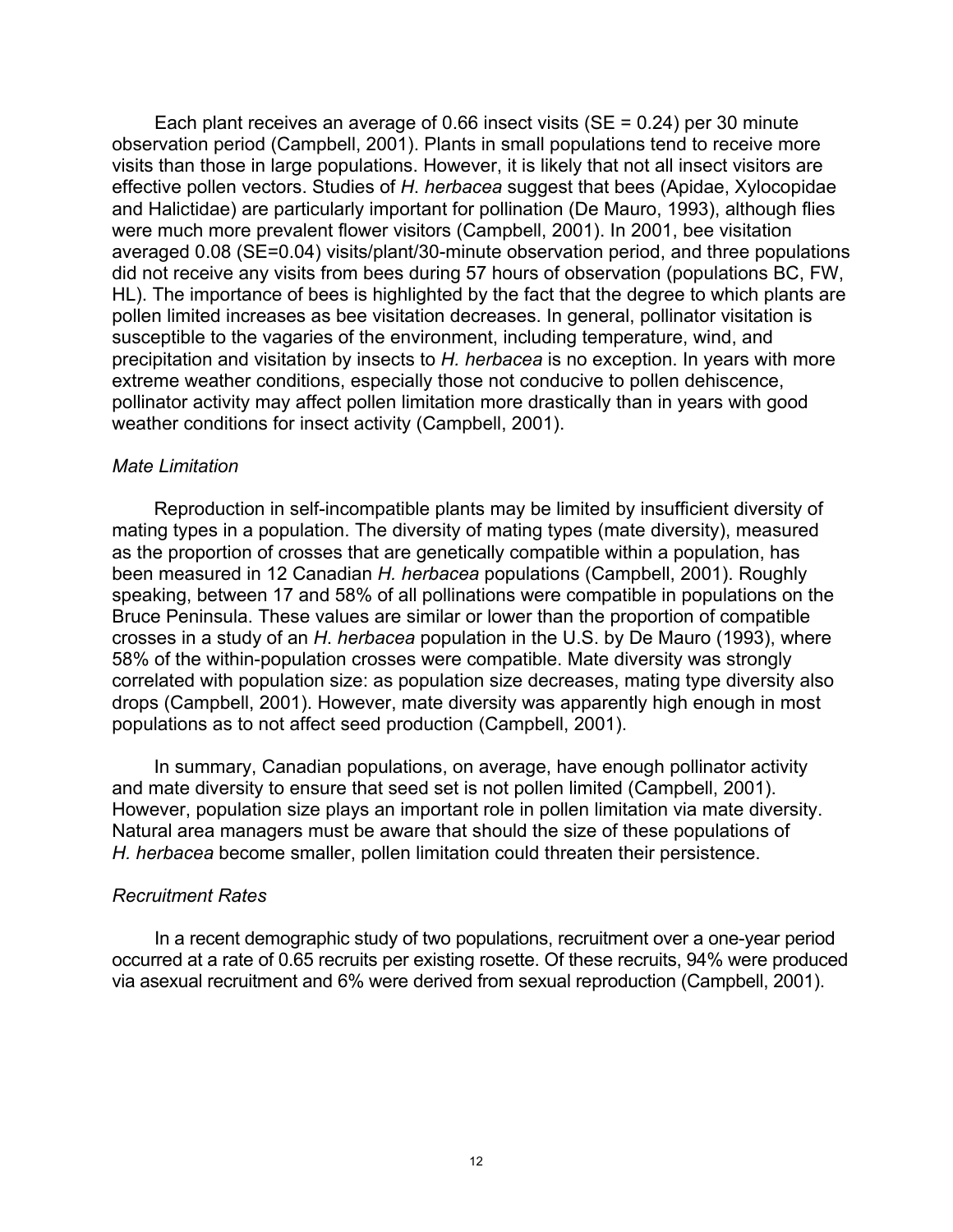Each plant receives an average of 0.66 insect visits (SE = 0.24) per 30 minute observation period (Campbell, 2001). Plants in small populations tend to receive more visits than those in large populations. However, it is likely that not all insect visitors are effective pollen vectors. Studies of *H. herbacea* suggest that bees (Apidae, Xylocopidae and Halictidae) are particularly important for pollination (De Mauro, 1993), although flies were much more prevalent flower visitors (Campbell, 2001). In 2001, bee visitation averaged 0.08 (SE=0.04) visits/plant/30-minute observation period, and three populations did not receive any visits from bees during 57 hours of observation (populations BC, FW, HL). The importance of bees is highlighted by the fact that the degree to which plants are pollen limited increases as bee visitation decreases. In general, pollinator visitation is susceptible to the vagaries of the environment, including temperature, wind, and precipitation and visitation by insects to *H. herbacea* is no exception. In years with more extreme weather conditions, especially those not conducive to pollen dehiscence, pollinator activity may affect pollen limitation more drastically than in years with good weather conditions for insect activity (Campbell, 2001).

### *Mate Limitation*

Reproduction in self-incompatible plants may be limited by insufficient diversity of mating types in a population. The diversity of mating types (mate diversity), measured as the proportion of crosses that are genetically compatible within a population, has been measured in 12 Canadian *H. herbacea* populations (Campbell, 2001). Roughly speaking, between 17 and 58% of all pollinations were compatible in populations on the Bruce Peninsula. These values are similar or lower than the proportion of compatible crosses in a study of an *H. herbacea* population in the U.S. by De Mauro (1993), where 58% of the within-population crosses were compatible. Mate diversity was strongly correlated with population size: as population size decreases, mating type diversity also drops (Campbell, 2001). However, mate diversity was apparently high enough in most populations as to not affect seed production (Campbell, 2001).

In summary, Canadian populations, on average, have enough pollinator activity and mate diversity to ensure that seed set is not pollen limited (Campbell, 2001). However, population size plays an important role in pollen limitation via mate diversity. Natural area managers must be aware that should the size of these populations of *H. herbacea* become smaller, pollen limitation could threaten their persistence.

### *Recruitment Rates*

In a recent demographic study of two populations, recruitment over a one-year period occurred at a rate of 0.65 recruits per existing rosette. Of these recruits, 94% were produced via asexual recruitment and 6% were derived from sexual reproduction (Campbell, 2001).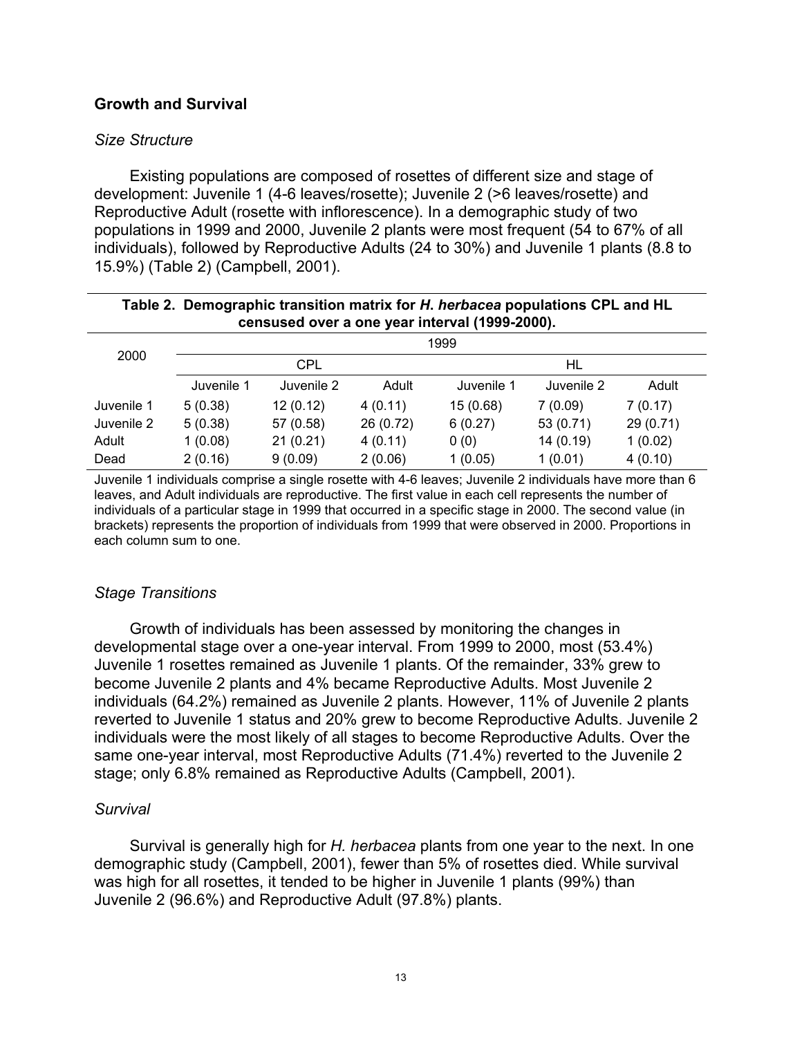## Growth and Survival

### *Size Structure*

Existing populations are composed of rosettes of different size and stage of development: Juvenile 1 (4-6 leaves/rosette); Juvenile 2 (>6 leaves/rosette) and Reproductive Adult (rosette with inflorescence). In a demographic study of two populations in 1999 and 2000, Juvenile 2 plants were most frequent (54 to 67% of all individuals), followed by Reproductive Adults (24 to 30%) and Juvenile 1 plants (8.8 to 15.9%) (Table 2) (Campbell, 2001).

**Table 2. Demographic transition matrix for *H. herbacea* populations CPL and HL censused over a one year interval (1999-2000).**

| 2000 | 1999 | | | | | |
|---|---|---|---|---|---|---|
| | CPL | | | HL | | |
| | Juvenile 1 | Juvenile 2 | Adult | Juvenile 1 | Juvenile 2 | Adult |
| Juvenile 1 | 5 (0.38) | 12 (0.12) | 4 (0.11) | 15 (0.68) | 7 (0.09) | 7 (0.17) |
| Juvenile 2 | 5 (0.38) | 57 (0.58) | 26 (0.72) | 6 (0.27) | 53 (0.71) | 29 (0.71) |
| Adult | 1 (0.08) | 21 (0.21) | 4 (0.11) | 0 (0) | 14 (0.19) | 1 (0.02) |
| Dead | 2 (0.16) | 9 (0.09) | 2 (0.06) | 1 (0.05) | 1 (0.01) | 4 (0.10) |

Juvenile 1 individuals comprise a single rosette with 4-6 leaves; Juvenile 2 individuals have more than 6 leaves, and Adult individuals are reproductive. The first value in each cell represents the number of individuals of a particular stage in 1999 that occurred in a specific stage in 2000. The second value (in brackets) represents the proportion of individuals from 1999 that were observed in 2000. Proportions in each column sum to one.

### *Stage Transitions*

Growth of individuals has been assessed by monitoring the changes in developmental stage over a one-year interval. From 1999 to 2000, most (53.4%) Juvenile 1 rosettes remained as Juvenile 1 plants. Of the remainder, 33% grew to become Juvenile 2 plants and 4% became Reproductive Adults. Most Juvenile 2 individuals (64.2%) remained as Juvenile 2 plants. However, 11% of Juvenile 2 plants reverted to Juvenile 1 status and 20% grew to become Reproductive Adults. Juvenile 2 individuals were the most likely of all stages to become Reproductive Adults. Over the same one-year interval, most Reproductive Adults (71.4%) reverted to the Juvenile 2 stage; only 6.8% remained as Reproductive Adults (Campbell, 2001).

### *Survival*

Survival is generally high for *H. herbacea* plants from one year to the next. In one demographic study (Campbell, 2001), fewer than 5% of rosettes died. While survival was high for all rosettes, it tended to be higher in Juvenile 1 plants (99%) than Juvenile 2 (96.6%) and Reproductive Adult (97.8%) plants.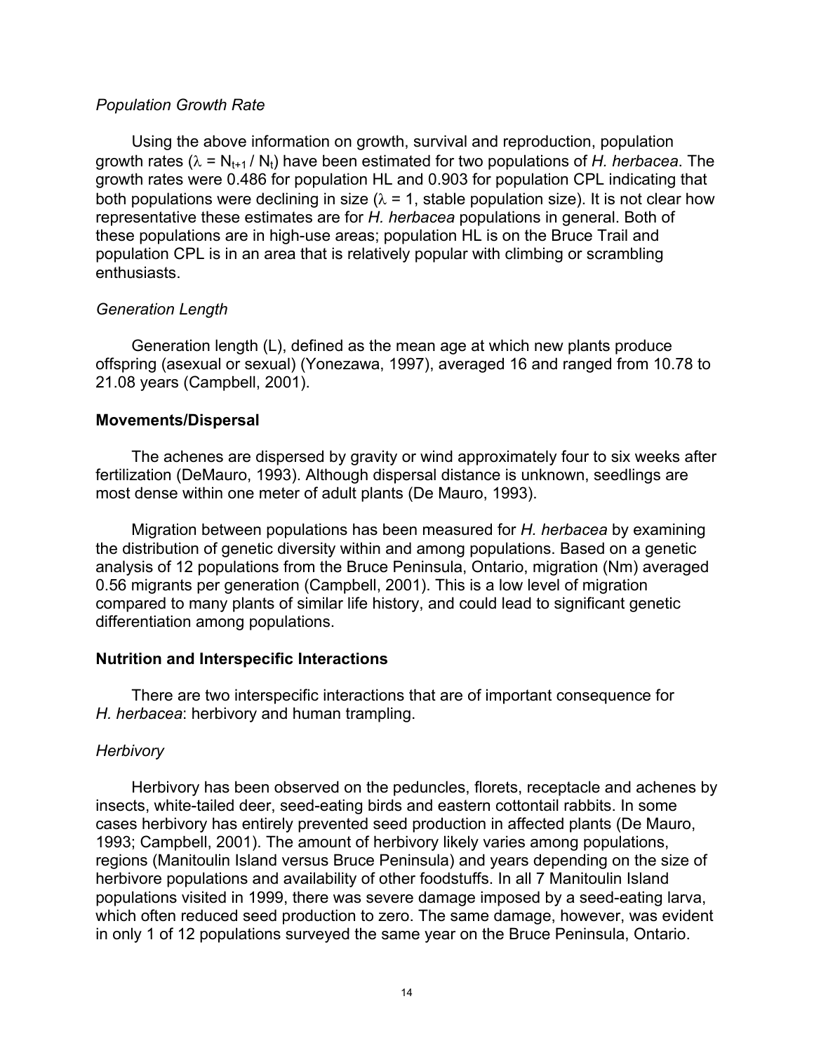*Population Growth Rate*

Using the above information on growth, survival and reproduction, population growth rates ($\lambda = N_{t+1} / N_t$) have been estimated for two populations of *H. herbacea*. The growth rates were 0.486 for population HL and 0.903 for population CPL indicating that both populations were declining in size ($\lambda = 1$, stable population size). It is not clear how representative these estimates are for *H. herbacea* populations in general. Both of these populations are in high-use areas; population HL is on the Bruce Trail and population CPL is in an area that is relatively popular with climbing or scrambling enthusiasts.

*Generation Length*

Generation length (L), defined as the mean age at which new plants produce offspring (asexual or sexual) (Yonezawa, 1997), averaged 16 and ranged from 10.78 to 21.08 years (Campbell, 2001).

**Movements/Dispersal**

The achenes are dispersed by gravity or wind approximately four to six weeks after fertilization (DeMauro, 1993). Although dispersal distance is unknown, seedlings are most dense within one meter of adult plants (De Mauro, 1993).

Migration between populations has been measured for *H. herbacea* by examining the distribution of genetic diversity within and among populations. Based on a genetic analysis of 12 populations from the Bruce Peninsula, Ontario, migration (Nm) averaged 0.56 migrants per generation (Campbell, 2001). This is a low level of migration compared to many plants of similar life history, and could lead to significant genetic differentiation among populations.

**Nutrition and Interspecific Interactions**

There are two interspecific interactions that are of important consequence for *H. herbacea*: herbivory and human trampling.

*Herbivory*

Herbivory has been observed on the peduncles, florets, receptacle and achenes by insects, white-tailed deer, seed-eating birds and eastern cottontail rabbits. In some cases herbivory has entirely prevented seed production in affected plants (De Mauro, 1993; Campbell, 2001). The amount of herbivory likely varies among populations, regions (Manitoulin Island versus Bruce Peninsula) and years depending on the size of herbivore populations and availability of other foodstuffs. In all 7 Manitoulin Island populations visited in 1999, there was severe damage imposed by a seed-eating larva, which often reduced seed production to zero. The same damage, however, was evident in only 1 of 12 populations surveyed the same year on the Bruce Peninsula, Ontario.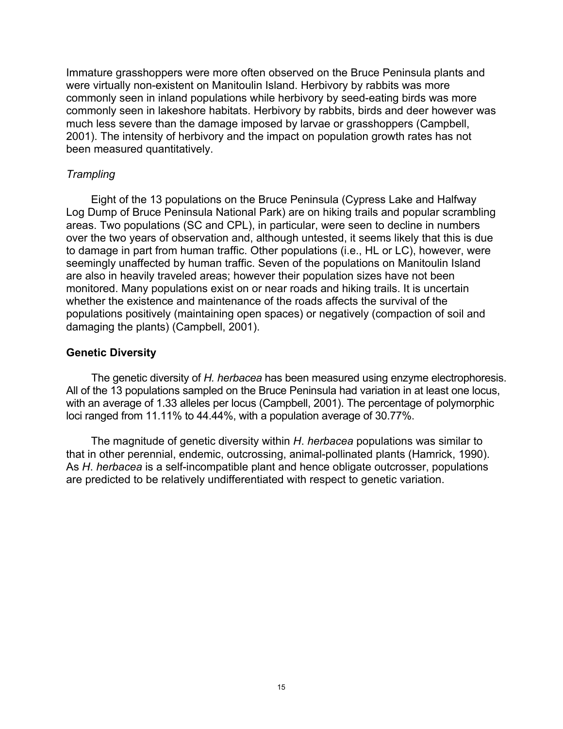Immature grasshoppers were more often observed on the Bruce Peninsula plants and were virtually non-existent on Manitoulin Island. Herbivory by rabbits was more commonly seen in inland populations while herbivory by seed-eating birds was more commonly seen in lakeshore habitats. Herbivory by rabbits, birds and deer however was much less severe than the damage imposed by larvae or grasshoppers (Campbell, 2001). The intensity of herbivory and the impact on population growth rates has not been measured quantitatively.

*Trampling*

Eight of the 13 populations on the Bruce Peninsula (Cypress Lake and Halfway Log Dump of Bruce Peninsula National Park) are on hiking trails and popular scrambling areas. Two populations (SC and CPL), in particular, were seen to decline in numbers over the two years of observation and, although untested, it seems likely that this is due to damage in part from human traffic. Other populations (i.e., HL or LC), however, were seemingly unaffected by human traffic. Seven of the populations on Manitoulin Island are also in heavily traveled areas; however their population sizes have not been monitored. Many populations exist on or near roads and hiking trails. It is uncertain whether the existence and maintenance of the roads affects the survival of the populations positively (maintaining open spaces) or negatively (compaction of soil and damaging the plants) (Campbell, 2001).

**Genetic Diversity**

The genetic diversity of *H. herbacea* has been measured using enzyme electrophoresis. All of the 13 populations sampled on the Bruce Peninsula had variation in at least one locus, with an average of 1.33 alleles per locus (Campbell, 2001). The percentage of polymorphic loci ranged from 11.11% to 44.44%, with a population average of 30.77%.

The magnitude of genetic diversity within *H. herbacea* populations was similar to that in other perennial, endemic, outcrossing, animal-pollinated plants (Hamrick, 1990). As *H. herbacea* is a self-incompatible plant and hence obligate outcrosser, populations are predicted to be relatively undifferentiated with respect to genetic variation.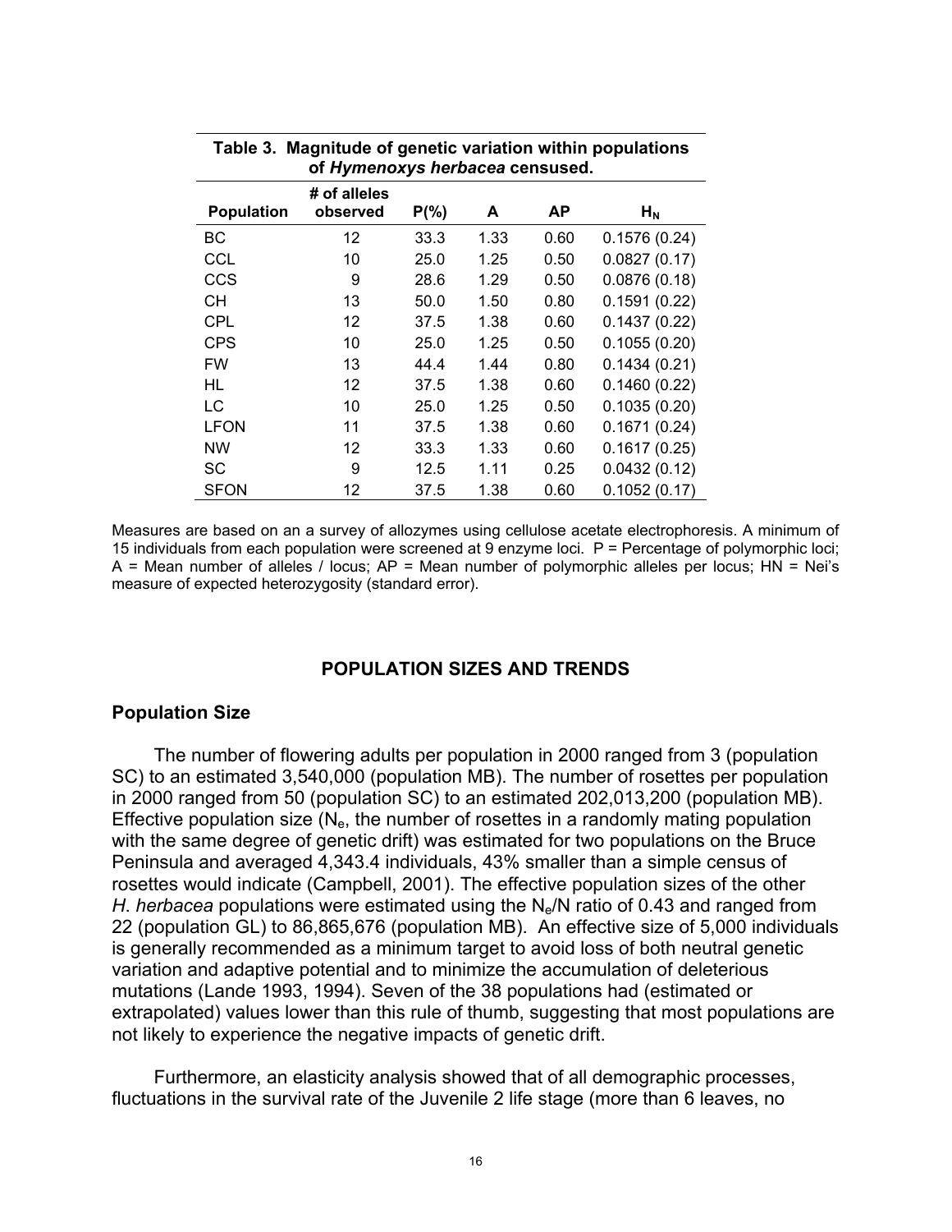**Table 3. Magnitude of genetic variation within populations of *Hymenoxys herbacea* censused.**

| Population | # of alleles observed | P(%) | A | AP | $H_N$ |
|---|---|---|---|---|---|
| BC | 12 | 33.3 | 1.33 | 0.60 | 0.1576 (0.24) |
| CCL | 10 | 25.0 | 1.25 | 0.50 | 0.0827 (0.17) |
| CCS | 9 | 28.6 | 1.29 | 0.50 | 0.0876 (0.18) |
| CH | 13 | 50.0 | 1.50 | 0.80 | 0.1591 (0.22) |
| CPL | 12 | 37.5 | 1.38 | 0.60 | 0.1437 (0.22) |
| CPS | 10 | 25.0 | 1.25 | 0.50 | 0.1055 (0.20) |
| FW | 13 | 44.4 | 1.44 | 0.80 | 0.1434 (0.21) |
| HL | 12 | 37.5 | 1.38 | 0.60 | 0.1460 (0.22) |
| LC | 10 | 25.0 | 1.25 | 0.50 | 0.1035 (0.20) |
| LFON | 11 | 37.5 | 1.38 | 0.60 | 0.1671 (0.24) |
| NW | 12 | 33.3 | 1.33 | 0.60 | 0.1617 (0.25) |
| SC | 9 | 12.5 | 1.11 | 0.25 | 0.0432 (0.12) |
| SFON | 12 | 37.5 | 1.38 | 0.60 | 0.1052 (0.17) |

Measures are based on an a survey of allozymes using cellulose acetate electrophoresis. A minimum of 15 individuals from each population were screened at 9 enzyme loci. P = Percentage of polymorphic loci; A = Mean number of alleles / locus; AP = Mean number of polymorphic alleles per locus; HN = Nei's measure of expected heterozygosity (standard error).

## POPULATION SIZES AND TRENDS

### Population Size

The number of flowering adults per population in 2000 ranged from 3 (population SC) to an estimated 3,540,000 (population MB). The number of rosettes per population in 2000 ranged from 50 (population SC) to an estimated 202,013,200 (population MB). Effective population size ($N_e$, the number of rosettes in a randomly mating population with the same degree of genetic drift) was estimated for two populations on the Bruce Peninsula and averaged 4,343.4 individuals, 43% smaller than a simple census of rosettes would indicate (Campbell, 2001). The effective population sizes of the other *H. herbacea* populations were estimated using the $N_e/N$ ratio of 0.43 and ranged from 22 (population GL) to 86,865,676 (population MB). An effective size of 5,000 individuals is generally recommended as a minimum target to avoid loss of both neutral genetic variation and adaptive potential and to minimize the accumulation of deleterious mutations (Lande 1993, 1994). Seven of the 38 populations had (estimated or extrapolated) values lower than this rule of thumb, suggesting that most populations are not likely to experience the negative impacts of genetic drift.

Furthermore, an elasticity analysis showed that of all demographic processes, fluctuations in the survival rate of the Juvenile 2 life stage (more than 6 leaves, no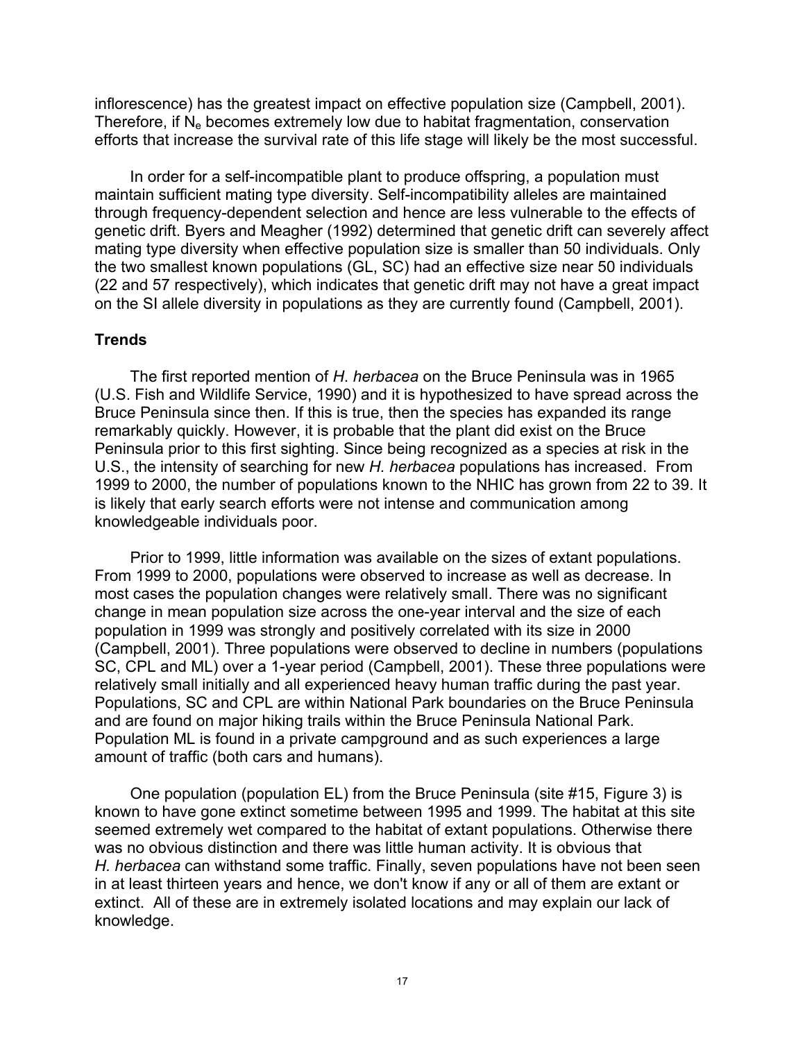inflorescence) has the greatest impact on effective population size (Campbell, 2001). Therefore, if $N_e$ becomes extremely low due to habitat fragmentation, conservation efforts that increase the survival rate of this life stage will likely be the most successful.

In order for a self-incompatible plant to produce offspring, a population must maintain sufficient mating type diversity. Self-incompatibility alleles are maintained through frequency-dependent selection and hence are less vulnerable to the effects of genetic drift. Byers and Meagher (1992) determined that genetic drift can severely affect mating type diversity when effective population size is smaller than 50 individuals. Only the two smallest known populations (GL, SC) had an effective size near 50 individuals (22 and 57 respectively), which indicates that genetic drift may not have a great impact on the SI allele diversity in populations as they are currently found (Campbell, 2001).

### Trends

The first reported mention of *H. herbacea* on the Bruce Peninsula was in 1965 (U.S. Fish and Wildlife Service, 1990) and it is hypothesized to have spread across the Bruce Peninsula since then. If this is true, then the species has expanded its range remarkably quickly. However, it is probable that the plant did exist on the Bruce Peninsula prior to this first sighting. Since being recognized as a species at risk in the U.S., the intensity of searching for new *H. herbacea* populations has increased. From 1999 to 2000, the number of populations known to the NHIC has grown from 22 to 39. It is likely that early search efforts were not intense and communication among knowledgeable individuals poor.

Prior to 1999, little information was available on the sizes of extant populations. From 1999 to 2000, populations were observed to increase as well as decrease. In most cases the population changes were relatively small. There was no significant change in mean population size across the one-year interval and the size of each population in 1999 was strongly and positively correlated with its size in 2000 (Campbell, 2001). Three populations were observed to decline in numbers (populations SC, CPL and ML) over a 1-year period (Campbell, 2001). These three populations were relatively small initially and all experienced heavy human traffic during the past year. Populations, SC and CPL are within National Park boundaries on the Bruce Peninsula and are found on major hiking trails within the Bruce Peninsula National Park. Population ML is found in a private campground and as such experiences a large amount of traffic (both cars and humans).

One population (population EL) from the Bruce Peninsula (site #15, Figure 3) is known to have gone extinct sometime between 1995 and 1999. The habitat at this site seemed extremely wet compared to the habitat of extant populations. Otherwise there was no obvious distinction and there was little human activity. It is obvious that *H. herbacea* can withstand some traffic. Finally, seven populations have not been seen in at least thirteen years and hence, we don't know if any or all of them are extant or extinct. All of these are in extremely isolated locations and may explain our lack of knowledge.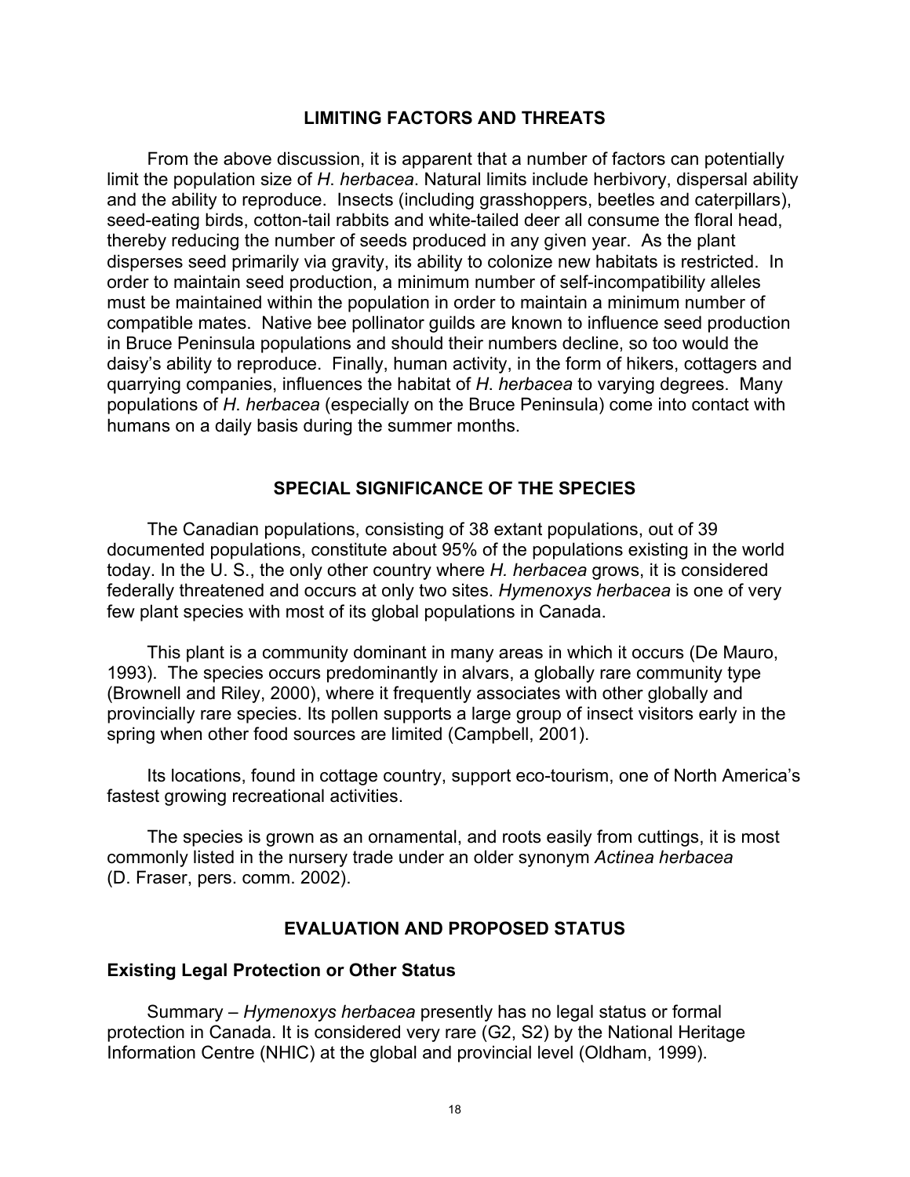## LIMITING FACTORS AND THREATS

From the above discussion, it is apparent that a number of factors can potentially limit the population size of *H*. *herbacea*. Natural limits include herbivory, dispersal ability and the ability to reproduce. Insects (including grasshoppers, beetles and caterpillars), seed-eating birds, cotton-tail rabbits and white-tailed deer all consume the floral head, thereby reducing the number of seeds produced in any given year. As the plant disperses seed primarily via gravity, its ability to colonize new habitats is restricted. In order to maintain seed production, a minimum number of self-incompatibility alleles must be maintained within the population in order to maintain a minimum number of compatible mates. Native bee pollinator guilds are known to influence seed production in Bruce Peninsula populations and should their numbers decline, so too would the daisy's ability to reproduce. Finally, human activity, in the form of hikers, cottagers and quarrying companies, influences the habitat of *H*. *herbacea* to varying degrees. Many populations of *H*. *herbacea* (especially on the Bruce Peninsula) come into contact with humans on a daily basis during the summer months.

## SPECIAL SIGNIFICANCE OF THE SPECIES

The Canadian populations, consisting of 38 extant populations, out of 39 documented populations, constitute about 95% of the populations existing in the world today. In the U. S., the only other country where *H. herbacea* grows, it is considered federally threatened and occurs at only two sites. *Hymenoxys herbacea* is one of very few plant species with most of its global populations in Canada.

This plant is a community dominant in many areas in which it occurs (De Mauro, 1993). The species occurs predominantly in alvars, a globally rare community type (Brownell and Riley, 2000), where it frequently associates with other globally and provincially rare species. Its pollen supports a large group of insect visitors early in the spring when other food sources are limited (Campbell, 2001).

Its locations, found in cottage country, support eco-tourism, one of North America's fastest growing recreational activities.

The species is grown as an ornamental, and roots easily from cuttings, it is most commonly listed in the nursery trade under an older synonym *Actinea herbacea* (D. Fraser, pers. comm. 2002).

## EVALUATION AND PROPOSED STATUS

### Existing Legal Protection or Other Status

Summary – *Hymenoxys herbacea* presently has no legal status or formal protection in Canada. It is considered very rare (G2, S2) by the National Heritage Information Centre (NHIC) at the global and provincial level (Oldham, 1999).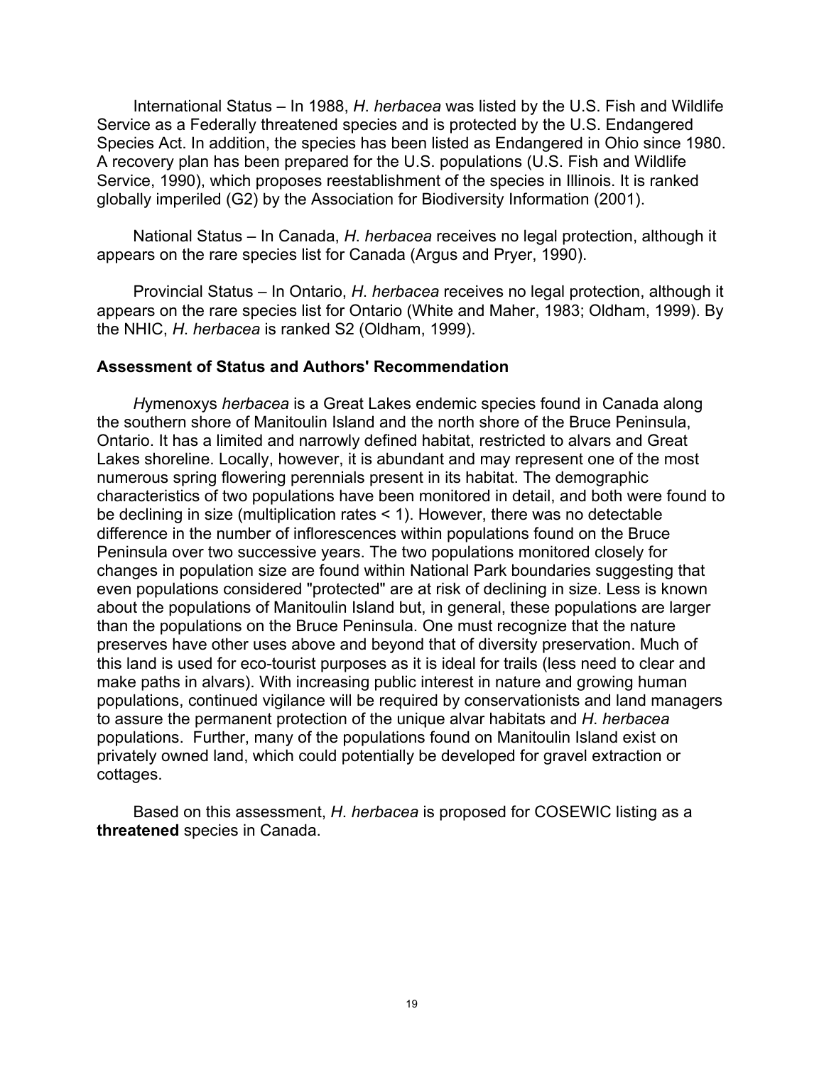International Status – In 1988, *H. herbacea* was listed by the U.S. Fish and Wildlife Service as a Federally threatened species and is protected by the U.S. Endangered Species Act. In addition, the species has been listed as Endangered in Ohio since 1980. A recovery plan has been prepared for the U.S. populations (U.S. Fish and Wildlife Service, 1990), which proposes reestablishment of the species in Illinois. It is ranked globally imperiled (G2) by the Association for Biodiversity Information (2001).

National Status – In Canada, *H. herbacea* receives no legal protection, although it appears on the rare species list for Canada (Argus and Pryer, 1990).

Provincial Status – In Ontario, *H. herbacea* receives no legal protection, although it appears on the rare species list for Ontario (White and Maher, 1983; Oldham, 1999). By the NHIC, *H. herbacea* is ranked S2 (Oldham, 1999).

## Assessment of Status and Authors' Recommendation

*H*ymenoxys *herbacea* is a Great Lakes endemic species found in Canada along the southern shore of Manitoulin Island and the north shore of the Bruce Peninsula, Ontario. It has a limited and narrowly defined habitat, restricted to alvars and Great Lakes shoreline. Locally, however, it is abundant and may represent one of the most numerous spring flowering perennials present in its habitat. The demographic characteristics of two populations have been monitored in detail, and both were found to be declining in size (multiplication rates < 1). However, there was no detectable difference in the number of inflorescences within populations found on the Bruce Peninsula over two successive years. The two populations monitored closely for changes in population size are found within National Park boundaries suggesting that even populations considered "protected" are at risk of declining in size. Less is known about the populations of Manitoulin Island but, in general, these populations are larger than the populations on the Bruce Peninsula. One must recognize that the nature preserves have other uses above and beyond that of diversity preservation. Much of this land is used for eco-tourist purposes as it is ideal for trails (less need to clear and make paths in alvars). With increasing public interest in nature and growing human populations, continued vigilance will be required by conservationists and land managers to assure the permanent protection of the unique alvar habitats and *H. herbacea* populations. Further, many of the populations found on Manitoulin Island exist on privately owned land, which could potentially be developed for gravel extraction or cottages.

Based on this assessment, *H. herbacea* is proposed for COSEWIC listing as a **threatened** species in Canada.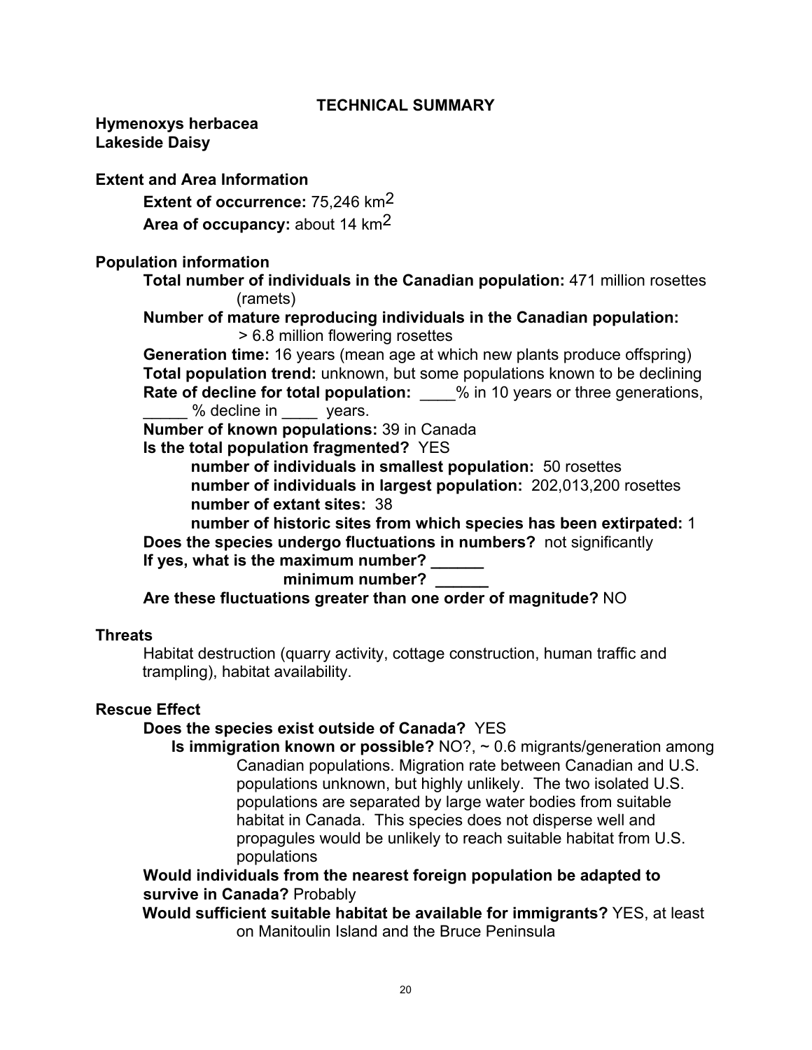## TECHNICAL SUMMARY

***Hymenoxys herbacea***
**Lakeside Daisy**

### Extent and Area Information

**Extent of occurrence:** 75,246 $km^2$

**Area of occupancy:** about 14 $km^2$

### Population information

**Total number of individuals in the Canadian population:** 471 million rosettes (ramets)

**Number of mature reproducing individuals in the Canadian population:** > 6.8 million flowering rosettes

**Generation time:** 16 years (mean age at which new plants produce offspring)

**Total population trend:** unknown, but some populations known to be declining

**Rate of decline for total population:** ____% in 10 years or three generations, _____ % decline in ____ years.

**Number of known populations:** 39 in Canada

**Is the total population fragmented?** YES

- **number of individuals in smallest population:** 50 rosettes
- **number of individuals in largest population:** 202,013,200 rosettes
- **number of extant sites:** 38
- **number of historic sites from which species has been extirpated:** 1

**Does the species undergo fluctuations in numbers?** not significantly

**If yes, what is the maximum number? ______**

**minimum number? ______**

**Are these fluctuations greater than one order of magnitude?** NO

### Threats

Habitat destruction (quarry activity, cottage construction, human traffic and trampling), habitat availability.

### Rescue Effect

**Does the species exist outside of Canada?** YES

**Is immigration known or possible?** NO?, ~ 0.6 migrants/generation among Canadian populations. Migration rate between Canadian and U.S. populations unknown, but highly unlikely. The two isolated U.S. populations are separated by large water bodies from suitable habitat in Canada. This species does not disperse well and propagules would be unlikely to reach suitable habitat from U.S. populations

**Would individuals from the nearest foreign population be adapted to survive in Canada?** Probably

**Would sufficient suitable habitat be available for immigrants?** YES, at least on Manitoulin Island and the Bruce Peninsula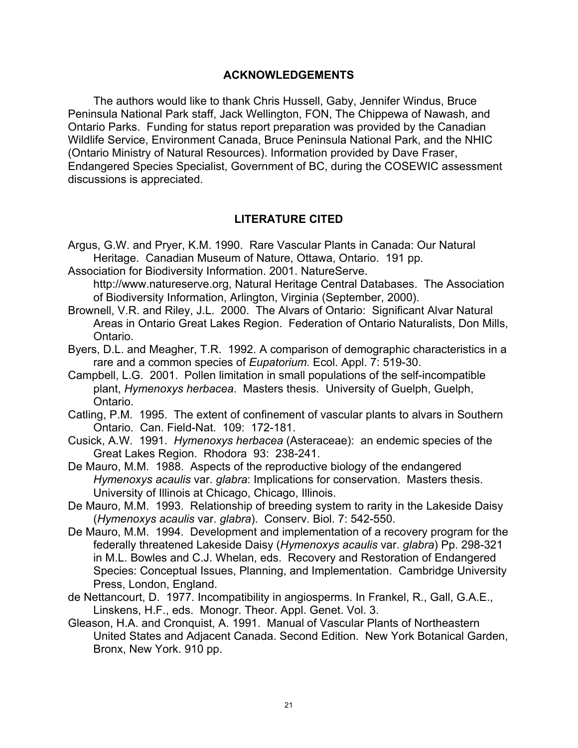## ACKNOWLEDGEMENTS

The authors would like to thank Chris Hussell, Gaby, Jennifer Windus, Bruce Peninsula National Park staff, Jack Wellington, FON, The Chippewa of Nawash, and Ontario Parks. Funding for status report preparation was provided by the Canadian Wildlife Service, Environment Canada, Bruce Peninsula National Park, and the NHIC (Ontario Ministry of Natural Resources). Information provided by Dave Fraser, Endangered Species Specialist, Government of BC, during the COSEWIC assessment discussions is appreciated.

## LITERATURE CITED

Argus, G.W. and Pryer, K.M. 1990. Rare Vascular Plants in Canada: Our Natural Heritage. Canadian Museum of Nature, Ottawa, Ontario. 191 pp.

Association for Biodiversity Information. 2001. NatureServe. http://www.natureserve.org, Natural Heritage Central Databases. The Association of Biodiversity Information, Arlington, Virginia (September, 2000).

Brownell, V.R. and Riley, J.L. 2000. The Alvars of Ontario: Significant Alvar Natural Areas in Ontario Great Lakes Region. Federation of Ontario Naturalists, Don Mills, Ontario.

Byers, D.L. and Meagher, T.R. 1992. A comparison of demographic characteristics in a rare and a common species of *Eupatorium*. Ecol. Appl. 7: 519-30.

Campbell, L.G. 2001. Pollen limitation in small populations of the self-incompatible plant, *Hymenoxys herbacea*. Masters thesis. University of Guelph, Guelph, Ontario.

Catling, P.M. 1995. The extent of confinement of vascular plants to alvars in Southern Ontario. Can. Field-Nat. 109: 172-181.

Cusick, A.W. 1991. *Hymenoxys herbacea* (Asteraceae): an endemic species of the Great Lakes Region. Rhodora 93: 238-241.

De Mauro, M.M. 1988. Aspects of the reproductive biology of the endangered *Hymenoxys acaulis* var. *glabra*: Implications for conservation. Masters thesis. University of Illinois at Chicago, Chicago, Illinois.

De Mauro, M.M. 1993. Relationship of breeding system to rarity in the Lakeside Daisy (*Hymenoxys acaulis* var. *glabra*). Conserv. Biol. 7: 542-550.

De Mauro, M.M. 1994. Development and implementation of a recovery program for the federally threatened Lakeside Daisy (*Hymenoxys acaulis* var. *glabra*) Pp. 298-321 in M.L. Bowles and C.J. Whelan, eds. Recovery and Restoration of Endangered Species: Conceptual Issues, Planning, and Implementation. Cambridge University Press, London, England.

de Nettancourt, D. 1977. Incompatibility in angiosperms. In Frankel, R., Gall, G.A.E., Linskens, H.F., eds. Monogr. Theor. Appl. Genet. Vol. 3.

Gleason, H.A. and Cronquist, A. 1991. Manual of Vascular Plants of Northeastern United States and Adjacent Canada. Second Edition. New York Botanical Garden, Bronx, New York. 910 pp.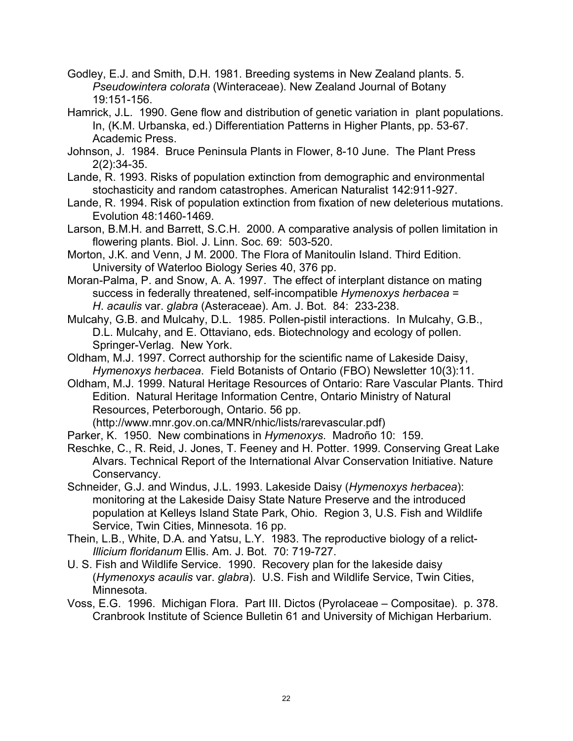Godley, E.J. and Smith, D.H. 1981. Breeding systems in New Zealand plants. 5. *Pseudowintera colorata* (Winteraceae). New Zealand Journal of Botany 19:151-156.

Hamrick, J.L. 1990. Gene flow and distribution of genetic variation in plant populations. In, (K.M. Urbanska, ed.) Differentiation Patterns in Higher Plants, pp. 53-67. Academic Press.

Johnson, J. 1984. Bruce Peninsula Plants in Flower, 8-10 June. The Plant Press 2(2):34-35.

Lande, R. 1993. Risks of population extinction from demographic and environmental stochasticity and random catastrophes. American Naturalist 142:911-927.

Lande, R. 1994. Risk of population extinction from fixation of new deleterious mutations. Evolution 48:1460-1469.

Larson, B.M.H. and Barrett, S.C.H. 2000. A comparative analysis of pollen limitation in flowering plants. Biol. J. Linn. Soc. 69: 503-520.

Morton, J.K. and Venn, J M. 2000. The Flora of Manitoulin Island. Third Edition. University of Waterloo Biology Series 40, 376 pp.

Moran-Palma, P. and Snow, A. A. 1997. The effect of interplant distance on mating success in federally threatened, self-incompatible *Hymenoxys herbacea* = *H*. *acaulis* var. *glabra* (Asteraceae). Am. J. Bot. 84: 233-238.

Mulcahy, G.B. and Mulcahy, D.L. 1985. Pollen-pistil interactions. In Mulcahy, G.B., D.L. Mulcahy, and E. Ottaviano, eds. Biotechnology and ecology of pollen. Springer-Verlag. New York.

Oldham, M.J. 1997. Correct authorship for the scientific name of Lakeside Daisy, *Hymenoxys herbacea*. Field Botanists of Ontario (FBO) Newsletter 10(3):11.

Oldham, M.J. 1999. Natural Heritage Resources of Ontario: Rare Vascular Plants. Third Edition. Natural Heritage Information Centre, Ontario Ministry of Natural Resources, Peterborough, Ontario. 56 pp. (http://www.mnr.gov.on.ca/MNR/nhic/lists/rarevascular.pdf)

Parker, K. 1950. New combinations in *Hymenoxys*. Madroño 10: 159.

Reschke, C., R. Reid, J. Jones, T. Feeney and H. Potter. 1999. Conserving Great Lake Alvars. Technical Report of the International Alvar Conservation Initiative. Nature Conservancy.

Schneider, G.J. and Windus, J.L. 1993. Lakeside Daisy (*Hymenoxys herbacea*): monitoring at the Lakeside Daisy State Nature Preserve and the introduced population at Kelleys Island State Park, Ohio. Region 3, U.S. Fish and Wildlife Service, Twin Cities, Minnesota. 16 pp.

Thein, L.B., White, D.A. and Yatsu, L.Y. 1983. The reproductive biology of a relict- *Illicium floridanum* Ellis. Am. J. Bot. 70: 719-727.

U. S. Fish and Wildlife Service. 1990. Recovery plan for the lakeside daisy (*Hymenoxys acaulis* var. *glabra*). U.S. Fish and Wildlife Service, Twin Cities, Minnesota.

Voss, E.G. 1996. Michigan Flora. Part III. Dictos (Pyrolaceae – Compositae). p. 378. Cranbrook Institute of Science Bulletin 61 and University of Michigan Herbarium.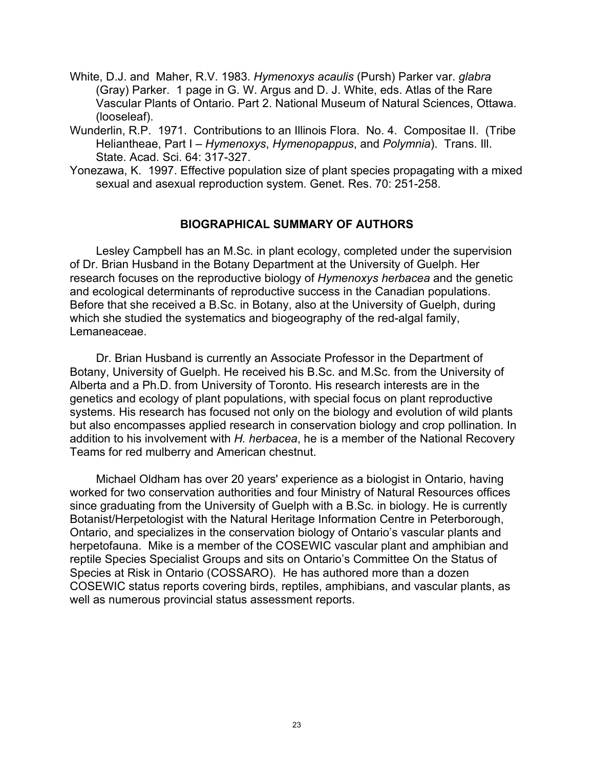White, D.J. and Maher, R.V. 1983. *Hymenoxys acaulis* (Pursh) Parker var. *glabra* (Gray) Parker. 1 page in G. W. Argus and D. J. White, eds. Atlas of the Rare Vascular Plants of Ontario. Part 2. National Museum of Natural Sciences, Ottawa. (looseleaf).

Wunderlin, R.P. 1971. Contributions to an Illinois Flora. No. 4. Compositae II. (Tribe Heliantheae, Part I – *Hymenoxys*, *Hymenopappus*, and *Polymnia*). Trans. Ill. State. Acad. Sci. 64: 317-327.

Yonezawa, K. 1997. Effective population size of plant species propagating with a mixed sexual and asexual reproduction system. Genet. Res. 70: 251-258.

## BIOGRAPHICAL SUMMARY OF AUTHORS

Lesley Campbell has an M.Sc. in plant ecology, completed under the supervision of Dr. Brian Husband in the Botany Department at the University of Guelph. Her research focuses on the reproductive biology of *Hymenoxys herbacea* and the genetic and ecological determinants of reproductive success in the Canadian populations. Before that she received a B.Sc. in Botany, also at the University of Guelph, during which she studied the systematics and biogeography of the red-algal family, Lemaneaceae.

Dr. Brian Husband is currently an Associate Professor in the Department of Botany, University of Guelph. He received his B.Sc. and M.Sc. from the University of Alberta and a Ph.D. from University of Toronto. His research interests are in the genetics and ecology of plant populations, with special focus on plant reproductive systems. His research has focused not only on the biology and evolution of wild plants but also encompasses applied research in conservation biology and crop pollination. In addition to his involvement with *H. herbacea*, he is a member of the National Recovery Teams for red mulberry and American chestnut.

Michael Oldham has over 20 years' experience as a biologist in Ontario, having worked for two conservation authorities and four Ministry of Natural Resources offices since graduating from the University of Guelph with a B.Sc. in biology. He is currently Botanist/Herpetologist with the Natural Heritage Information Centre in Peterborough, Ontario, and specializes in the conservation biology of Ontario's vascular plants and herpetofauna. Mike is a member of the COSEWIC vascular plant and amphibian and reptile Species Specialist Groups and sits on Ontario's Committee On the Status of Species at Risk in Ontario (COSSARO). He has authored more than a dozen COSEWIC status reports covering birds, reptiles, amphibians, and vascular plants, as well as numerous provincial status assessment reports.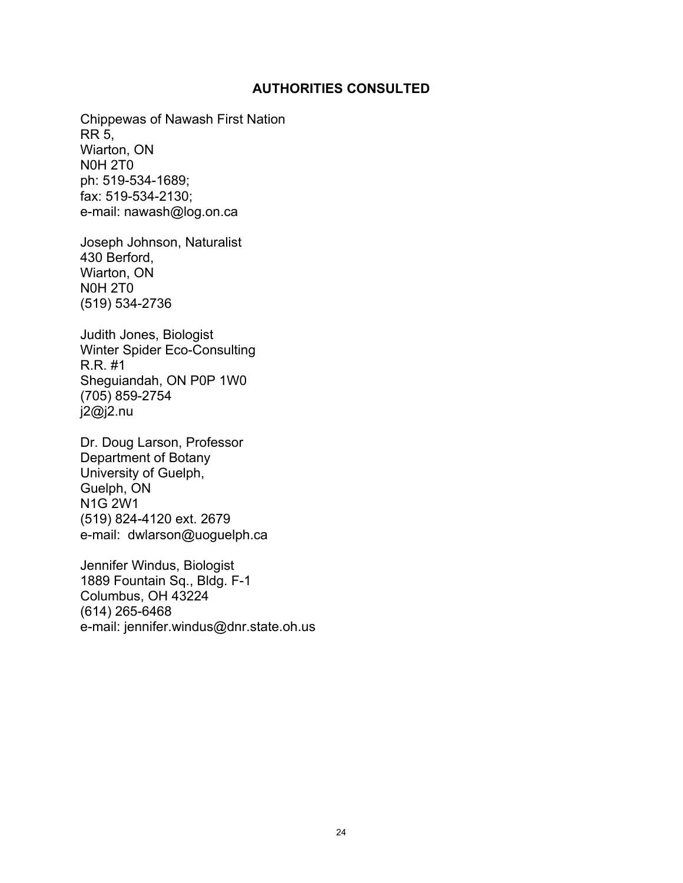## AUTHORITIES CONSULTED

Chippewas of Nawash First Nation  
RR 5,  
Wiarton, ON  
N0H 2T0  
ph: 519-534-1689;  
fax: 519-534-2130;  
e-mail: nawash@log.on.ca

Joseph Johnson, Naturalist  
430 Berford,  
Wiarton, ON  
N0H 2T0  
(519) 534-2736

Judith Jones, Biologist  
Winter Spider Eco-Consulting  
R.R. #1  
Sheguiandah, ON P0P 1W0  
(705) 859-2754  
j2@j2.nu

Dr. Doug Larson, Professor  
Department of Botany  
University of Guelph,  
Guelph, ON  
N1G 2W1  
(519) 824-4120 ext. 2679  
e-mail: dwlarson@uoguelph.ca

Jennifer Windus, Biologist  
1889 Fountain Sq., Bldg. F-1  
Columbus, OH 43224  
(614) 265-6468  
e-mail: jennifer.windus@dnr.state.oh.us